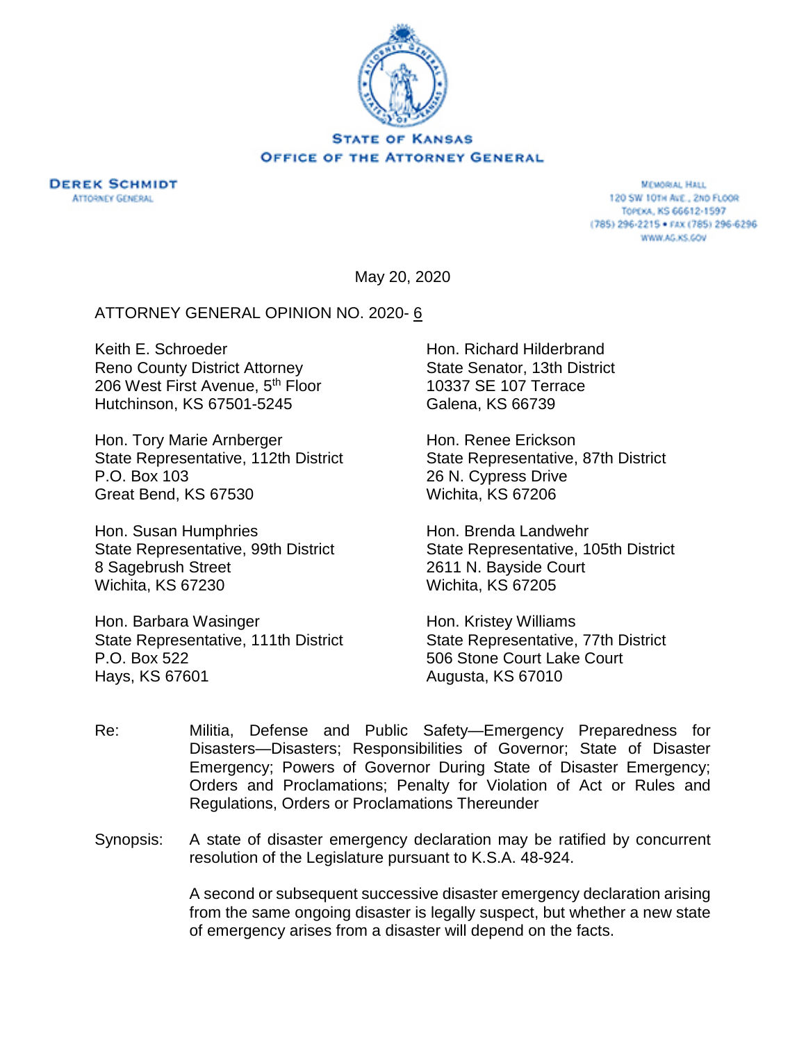STATE OF KANSAS
OFFICE OF THE ATTORNEY GENERAL

**DEREK SCHMIDT**
ATTORNEY GENERAL

MEMORIAL HALL
120 SW 10TH AVE., 2ND FLOOR
TOPEKA, KS 66612-1597
(785) 296-2215 • FAX (785) 296-6296
WWW.AG.KS.GOV

May 20, 2020

ATTORNEY GENERAL OPINION NO. 2020- 6

Keith E. Schroeder
Reno County District Attorney
206 West First Avenue, 5th Floor
Hutchinson, KS 67501-5245

Hon. Richard Hilderbrand
State Senator, 13th District
10337 SE 107 Terrace
Galena, KS 66739

Hon. Tory Marie Arnberger
State Representative, 112th District
P.O. Box 103
Great Bend, KS 67530

Hon. Renee Erickson
State Representative, 87th District
26 N. Cypress Drive
Wichita, KS 67206

Hon. Susan Humphries
State Representative, 99th District
8 Sagebrush Street
Wichita, KS 67230

Hon. Brenda Landwehr
State Representative, 105th District
2611 N. Bayside Court
Wichita, KS 67205

Hon. Barbara Wasinger
State Representative, 111th District
P.O. Box 522
Hays, KS 67601

Hon. Kristey Williams
State Representative, 77th District
506 Stone Court Lake Court
Augusta, KS 67010

Re: Militia, Defense and Public Safety—Emergency Preparedness for Disasters—Disasters; Responsibilities of Governor; State of Disaster Emergency; Powers of Governor During State of Disaster Emergency; Orders and Proclamations; Penalty for Violation of Act or Rules and Regulations, Orders or Proclamations Thereunder

Synopsis: A state of disaster emergency declaration may be ratified by concurrent resolution of the Legislature pursuant to K.S.A. 48-924.

A second or subsequent successive disaster emergency declaration arising from the same ongoing disaster is legally suspect, but whether a new state of emergency arises from a disaster will depend on the facts.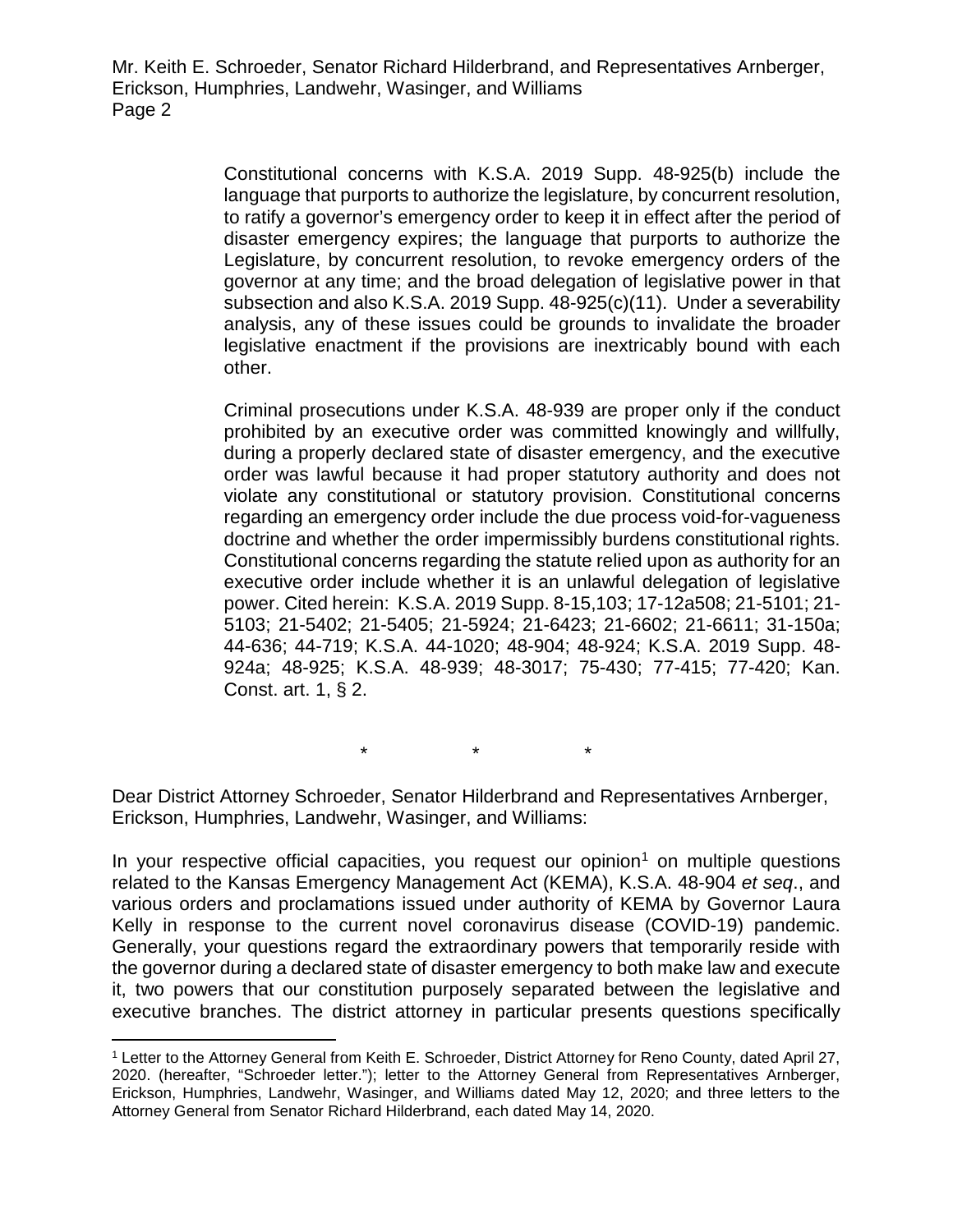Constitutional concerns with K.S.A. 2019 Supp. 48-925(b) include the language that purports to authorize the legislature, by concurrent resolution, to ratify a governor's emergency order to keep it in effect after the period of disaster emergency expires; the language that purports to authorize the Legislature, by concurrent resolution, to revoke emergency orders of the governor at any time; and the broad delegation of legislative power in that subsection and also K.S.A. 2019 Supp. 48-925(c)(11). Under a severability analysis, any of these issues could be grounds to invalidate the broader legislative enactment if the provisions are inextricably bound with each other.

Criminal prosecutions under K.S.A. 48-939 are proper only if the conduct prohibited by an executive order was committed knowingly and willfully, during a properly declared state of disaster emergency, and the executive order was lawful because it had proper statutory authority and does not violate any constitutional or statutory provision. Constitutional concerns regarding an emergency order include the due process void-for-vagueness doctrine and whether the order impermissibly burdens constitutional rights. Constitutional concerns regarding the statute relied upon as authority for an executive order include whether it is an unlawful delegation of legislative power. Cited herein: K.S.A. 2019 Supp. 8-15,103; 17-12a508; 21-5101; 21-5103; 21-5402; 21-5405; 21-5924; 21-6423; 21-6602; 21-6611; 31-150a; 44-636; 44-719; K.S.A. 44-1020; 48-904; 48-924; K.S.A. 2019 Supp. 48-924a; 48-925; K.S.A. 48-939; 48-3017; 75-430; 77-415; 77-420; Kan. Const. art. 1, § 2.

\* \* \*

Dear District Attorney Schroeder, Senator Hilderbrand and Representatives Arnberger, Erickson, Humphries, Landwehr, Wasinger, and Williams:

In your respective official capacities, you request our opinion[1] on multiple questions related to the Kansas Emergency Management Act (KEMA), K.S.A. 48-904 *et seq*., and various orders and proclamations issued under authority of KEMA by Governor Laura Kelly in response to the current novel coronavirus disease (COVID-19) pandemic. Generally, your questions regard the extraordinary powers that temporarily reside with the governor during a declared state of disaster emergency to both make law and execute it, two powers that our constitution purposely separated between the legislative and executive branches. The district attorney in particular presents questions specifically

[1] Letter to the Attorney General from Keith E. Schroeder, District Attorney for Reno County, dated April 27, 2020. (hereafter, "Schroeder letter."); letter to the Attorney General from Representatives Arnberger, Erickson, Humphries, Landwehr, Wasinger, and Williams dated May 12, 2020; and three letters to the Attorney General from Senator Richard Hilderbrand, each dated May 14, 2020.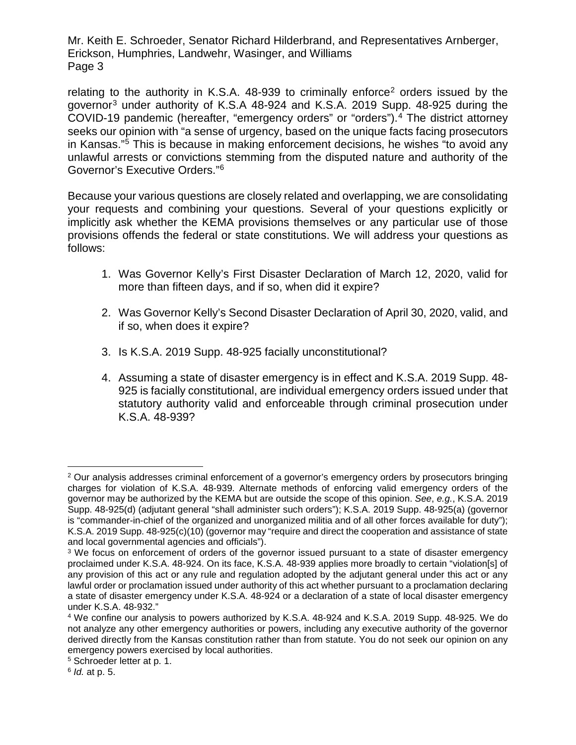relating to the authority in K.S.A. 48-939 to criminally enforce[2] orders issued by the governor[3] under authority of K.S.A 48-924 and K.S.A. 2019 Supp. 48-925 during the COVID-19 pandemic (hereafter, "emergency orders" or "orders").[4] The district attorney seeks our opinion with "a sense of urgency, based on the unique facts facing prosecutors in Kansas."[5] This is because in making enforcement decisions, he wishes "to avoid any unlawful arrests or convictions stemming from the disputed nature and authority of the Governor's Executive Orders."[6]

Because your various questions are closely related and overlapping, we are consolidating your requests and combining your questions. Several of your questions explicitly or implicitly ask whether the KEMA provisions themselves or any particular use of those provisions offends the federal or state constitutions. We will address your questions as follows:

1. Was Governor Kelly's First Disaster Declaration of March 12, 2020, valid for more than fifteen days, and if so, when did it expire?

2. Was Governor Kelly's Second Disaster Declaration of April 30, 2020, valid, and if so, when does it expire?

3. Is K.S.A. 2019 Supp. 48-925 facially unconstitutional?

4. Assuming a state of disaster emergency is in effect and K.S.A. 2019 Supp. 48-925 is facially constitutional, are individual emergency orders issued under that statutory authority valid and enforceable through criminal prosecution under K.S.A. 48-939?

---

[2] Our analysis addresses criminal enforcement of a governor's emergency orders by prosecutors bringing charges for violation of K.S.A. 48-939. Alternate methods of enforcing valid emergency orders of the governor may be authorized by the KEMA but are outside the scope of this opinion. *See*, *e.g.*, K.S.A. 2019 Supp. 48-925(d) (adjutant general "shall administer such orders"); K.S.A. 2019 Supp. 48-925(a) (governor is "commander-in-chief of the organized and unorganized militia and of all other forces available for duty"); K.S.A. 2019 Supp. 48-925(c)(10) (governor may "require and direct the cooperation and assistance of state and local governmental agencies and officials").

[3] We focus on enforcement of orders of the governor issued pursuant to a state of disaster emergency proclaimed under K.S.A. 48-924. On its face, K.S.A. 48-939 applies more broadly to certain "violation[s] of any provision of this act or any rule and regulation adopted by the adjutant general under this act or any lawful order or proclamation issued under authority of this act whether pursuant to a proclamation declaring a state of disaster emergency under K.S.A. 48-924 or a declaration of a state of local disaster emergency under K.S.A. 48-932."

[4] We confine our analysis to powers authorized by K.S.A. 48-924 and K.S.A. 2019 Supp. 48-925. We do not analyze any other emergency authorities or powers, including any executive authority of the governor derived directly from the Kansas constitution rather than from statute. You do not seek our opinion on any emergency powers exercised by local authorities.

[5] Schroeder letter at p. 1.

[6] *Id.* at p. 5.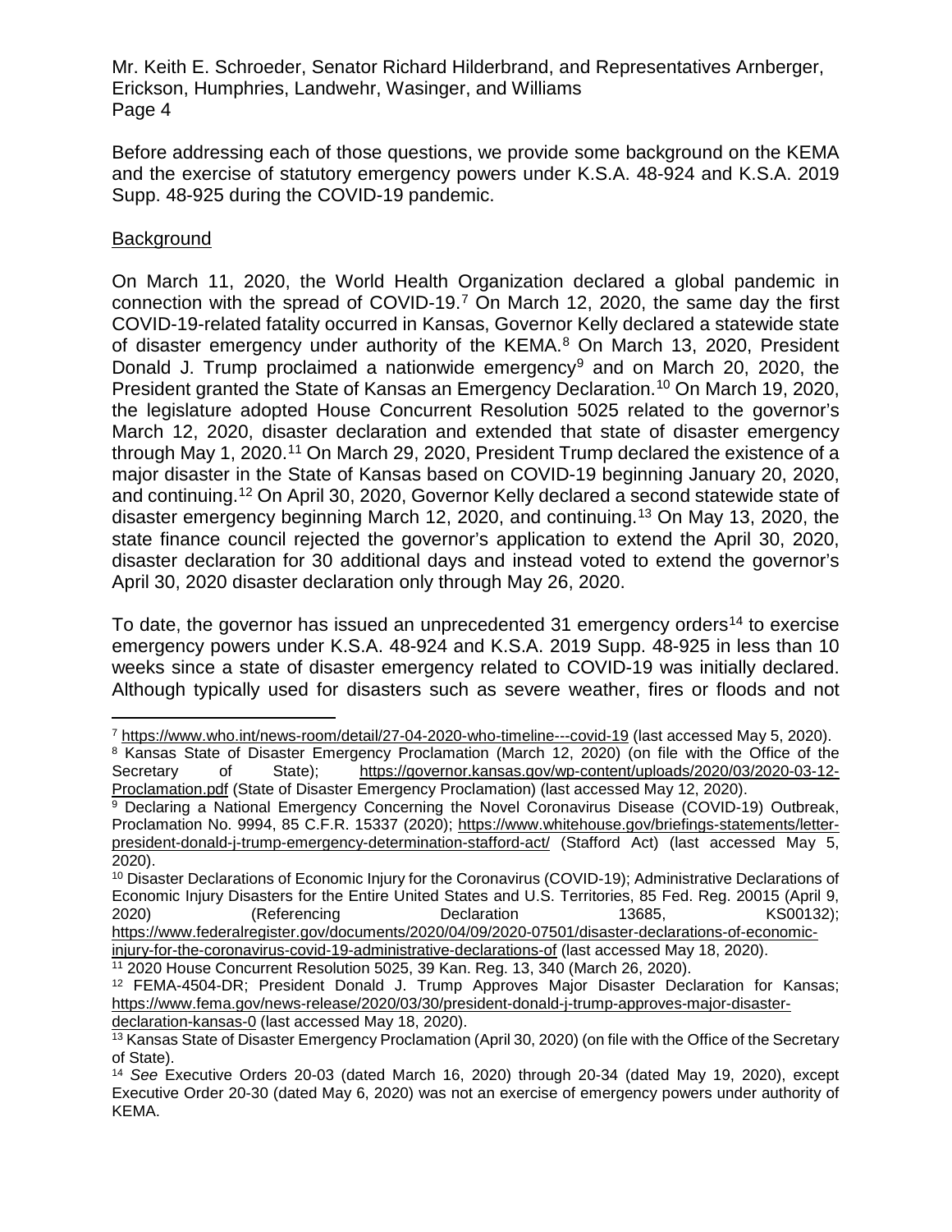Before addressing each of those questions, we provide some background on the KEMA and the exercise of statutory emergency powers under K.S.A. 48-924 and K.S.A. 2019 Supp. 48-925 during the COVID-19 pandemic.

<u>Background</u>

On March 11, 2020, the World Health Organization declared a global pandemic in connection with the spread of COVID-19.[7] On March 12, 2020, the same day the first COVID-19-related fatality occurred in Kansas, Governor Kelly declared a statewide state of disaster emergency under authority of the KEMA.[8] On March 13, 2020, President Donald J. Trump proclaimed a nationwide emergency[9] and on March 20, 2020, the President granted the State of Kansas an Emergency Declaration.[10] On March 19, 2020, the legislature adopted House Concurrent Resolution 5025 related to the governor's March 12, 2020, disaster declaration and extended that state of disaster emergency through May 1, 2020.[11] On March 29, 2020, President Trump declared the existence of a major disaster in the State of Kansas based on COVID-19 beginning January 20, 2020, and continuing.[12] On April 30, 2020, Governor Kelly declared a second statewide state of disaster emergency beginning March 12, 2020, and continuing.[13] On May 13, 2020, the state finance council rejected the governor's application to extend the April 30, 2020, disaster declaration for 30 additional days and instead voted to extend the governor's April 30, 2020 disaster declaration only through May 26, 2020.

To date, the governor has issued an unprecedented 31 emergency orders[14] to exercise emergency powers under K.S.A. 48-924 and K.S.A. 2019 Supp. 48-925 in less than 10 weeks since a state of disaster emergency related to COVID-19 was initially declared. Although typically used for disasters such as severe weather, fires or floods and not

---

[7] https://www.who.int/news-room/detail/27-04-2020-who-timeline---covid-19 (last accessed May 5, 2020).

[8] Kansas State of Disaster Emergency Proclamation (March 12, 2020) (on file with the Office of the Secretary of State); https://governor.kansas.gov/wp-content/uploads/2020/03/2020-03-12-Proclamation.pdf (State of Disaster Emergency Proclamation) (last accessed May 12, 2020).

[9] Declaring a National Emergency Concerning the Novel Coronavirus Disease (COVID-19) Outbreak, Proclamation No. 9994, 85 C.F.R. 15337 (2020); https://www.whitehouse.gov/briefings-statements/letter-president-donald-j-trump-emergency-determination-stafford-act/ (Stafford Act) (last accessed May 5, 2020).

[10] Disaster Declarations of Economic Injury for the Coronavirus (COVID-19); Administrative Declarations of Economic Injury Disasters for the Entire United States and U.S. Territories, 85 Fed. Reg. 20015 (April 9, 2020) (Referencing Declaration 13685, KS00132); https://www.federalregister.gov/documents/2020/04/09/2020-07501/disaster-declarations-of-economic-injury-for-the-coronavirus-covid-19-administrative-declarations-of (last accessed May 18, 2020).

[11] 2020 House Concurrent Resolution 5025, 39 Kan. Reg. 13, 340 (March 26, 2020).

[12] FEMA-4504-DR; President Donald J. Trump Approves Major Disaster Declaration for Kansas; https://www.fema.gov/news-release/2020/03/30/president-donald-j-trump-approves-major-disaster-declaration-kansas-0 (last accessed May 18, 2020).

[13] Kansas State of Disaster Emergency Proclamation (April 30, 2020) (on file with the Office of the Secretary of State).

[14] *See* Executive Orders 20-03 (dated March 16, 2020) through 20-34 (dated May 19, 2020), except Executive Order 20-30 (dated May 6, 2020) was not an exercise of emergency powers under authority of KEMA.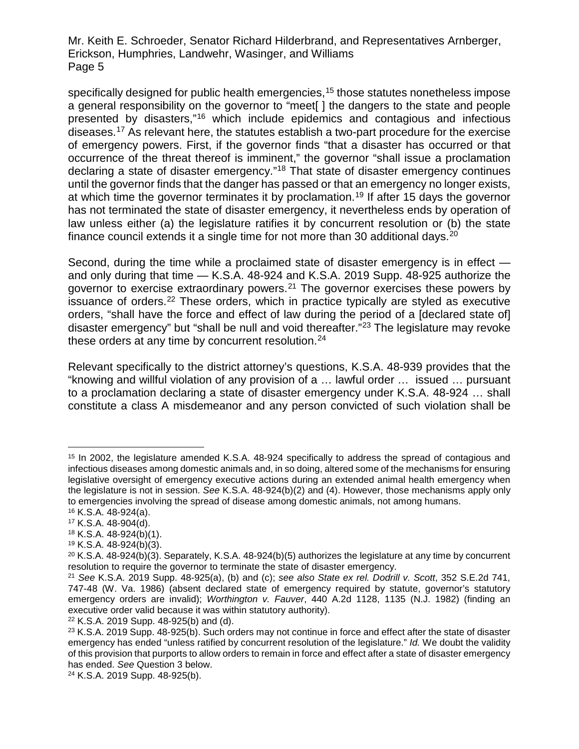specifically designed for public health emergencies,[15] those statutes nonetheless impose a general responsibility on the governor to "meet[ ] the dangers to the state and people presented by disasters,"[16] which include epidemics and contagious and infectious diseases.[17] As relevant here, the statutes establish a two-part procedure for the exercise of emergency powers. First, if the governor finds "that a disaster has occurred or that occurrence of the threat thereof is imminent," the governor "shall issue a proclamation declaring a state of disaster emergency."[18] That state of disaster emergency continues until the governor finds that the danger has passed or that an emergency no longer exists, at which time the governor terminates it by proclamation.[19] If after 15 days the governor has not terminated the state of disaster emergency, it nevertheless ends by operation of law unless either (a) the legislature ratifies it by concurrent resolution or (b) the state finance council extends it a single time for not more than 30 additional days.[20]

Second, during the time while a proclaimed state of disaster emergency is in effect — and only during that time — K.S.A. 48-924 and K.S.A. 2019 Supp. 48-925 authorize the governor to exercise extraordinary powers.[21] The governor exercises these powers by issuance of orders.[22] These orders, which in practice typically are styled as executive orders, "shall have the force and effect of law during the period of a [declared state of] disaster emergency" but "shall be null and void thereafter."[23] The legislature may revoke these orders at any time by concurrent resolution.[24]

Relevant specifically to the district attorney's questions, K.S.A. 48-939 provides that the "knowing and willful violation of any provision of a … lawful order … issued … pursuant to a proclamation declaring a state of disaster emergency under K.S.A. 48-924 … shall constitute a class A misdemeanor and any person convicted of such violation shall be

---

[15] In 2002, the legislature amended K.S.A. 48-924 specifically to address the spread of contagious and infectious diseases among domestic animals and, in so doing, altered some of the mechanisms for ensuring legislative oversight of emergency executive actions during an extended animal health emergency when the legislature is not in session. *See* K.S.A. 48-924(b)(2) and (4). However, those mechanisms apply only to emergencies involving the spread of disease among domestic animals, not among humans.

[16] K.S.A. 48-924(a).

[17] K.S.A. 48-904(d).

[18] K.S.A. 48-924(b)(1).

[19] K.S.A. 48-924(b)(3).

[20] K.S.A. 48-924(b)(3). Separately, K.S.A. 48-924(b)(5) authorizes the legislature at any time by concurrent resolution to require the governor to terminate the state of disaster emergency.

[21] *See* K.S.A. 2019 Supp. 48-925(a), (b) and (c); *see also State ex rel. Dodrill v. Scott*, 352 S.E.2d 741, 747-48 (W. Va. 1986) (absent declared state of emergency required by statute, governor's statutory emergency orders are invalid); *Worthington v. Fauver*, 440 A.2d 1128, 1135 (N.J. 1982) (finding an executive order valid because it was within statutory authority).

[22] K.S.A. 2019 Supp. 48-925(b) and (d).

[23] K.S.A. 2019 Supp. 48-925(b). Such orders may not continue in force and effect after the state of disaster emergency has ended "unless ratified by concurrent resolution of the legislature." *Id.* We doubt the validity of this provision that purports to allow orders to remain in force and effect after a state of disaster emergency has ended. *See* Question 3 below.

[24] K.S.A. 2019 Supp. 48-925(b).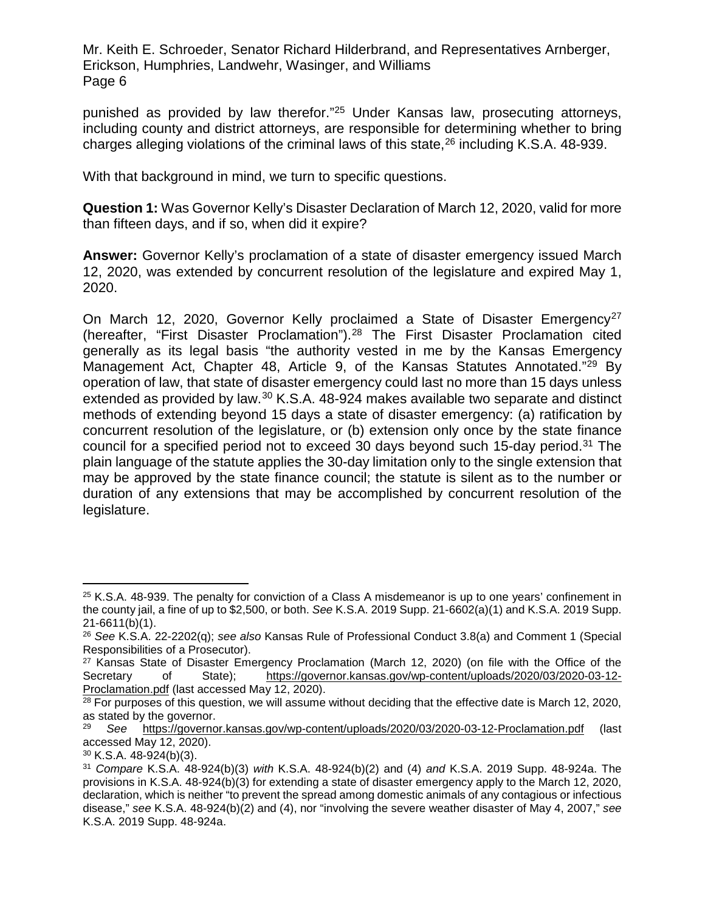punished as provided by law therefor."[25] Under Kansas law, prosecuting attorneys, including county and district attorneys, are responsible for determining whether to bring charges alleging violations of the criminal laws of this state,[26] including K.S.A. 48-939.

With that background in mind, we turn to specific questions.

**Question 1:** Was Governor Kelly's Disaster Declaration of March 12, 2020, valid for more than fifteen days, and if so, when did it expire?

**Answer:** Governor Kelly's proclamation of a state of disaster emergency issued March 12, 2020, was extended by concurrent resolution of the legislature and expired May 1, 2020.

On March 12, 2020, Governor Kelly proclaimed a State of Disaster Emergency[27] (hereafter, "First Disaster Proclamation").[28] The First Disaster Proclamation cited generally as its legal basis "the authority vested in me by the Kansas Emergency Management Act, Chapter 48, Article 9, of the Kansas Statutes Annotated."[29] By operation of law, that state of disaster emergency could last no more than 15 days unless extended as provided by law.[30] K.S.A. 48-924 makes available two separate and distinct methods of extending beyond 15 days a state of disaster emergency: (a) ratification by concurrent resolution of the legislature, or (b) extension only once by the state finance council for a specified period not to exceed 30 days beyond such 15-day period.[31] The plain language of the statute applies the 30-day limitation only to the single extension that may be approved by the state finance council; the statute is silent as to the number or duration of any extensions that may be accomplished by concurrent resolution of the legislature.

---

[25] K.S.A. 48-939. The penalty for conviction of a Class A misdemeanor is up to one years' confinement in the county jail, a fine of up to $2,500, or both. *See* K.S.A. 2019 Supp. 21-6602(a)(1) and K.S.A. 2019 Supp. 21-6611(b)(1).

[26] *See* K.S.A. 22-2202(q); *see also* Kansas Rule of Professional Conduct 3.8(a) and Comment 1 (Special Responsibilities of a Prosecutor).

[27] Kansas State of Disaster Emergency Proclamation (March 12, 2020) (on file with the Office of the Secretary of State); https://governor.kansas.gov/wp-content/uploads/2020/03/2020-03-12-Proclamation.pdf (last accessed May 12, 2020).

[28] For purposes of this question, we will assume without deciding that the effective date is March 12, 2020, as stated by the governor.

[29] *See* https://governor.kansas.gov/wp-content/uploads/2020/03/2020-03-12-Proclamation.pdf (last accessed May 12, 2020).

[30] K.S.A. 48-924(b)(3).

[31] *Compare* K.S.A. 48-924(b)(3) *with* K.S.A. 48-924(b)(2) and (4) *and* K.S.A. 2019 Supp. 48-924a. The provisions in K.S.A. 48-924(b)(3) for extending a state of disaster emergency apply to the March 12, 2020, declaration, which is neither "to prevent the spread among domestic animals of any contagious or infectious disease," *see* K.S.A. 48-924(b)(2) and (4), nor "involving the severe weather disaster of May 4, 2007," *see* K.S.A. 2019 Supp. 48-924a.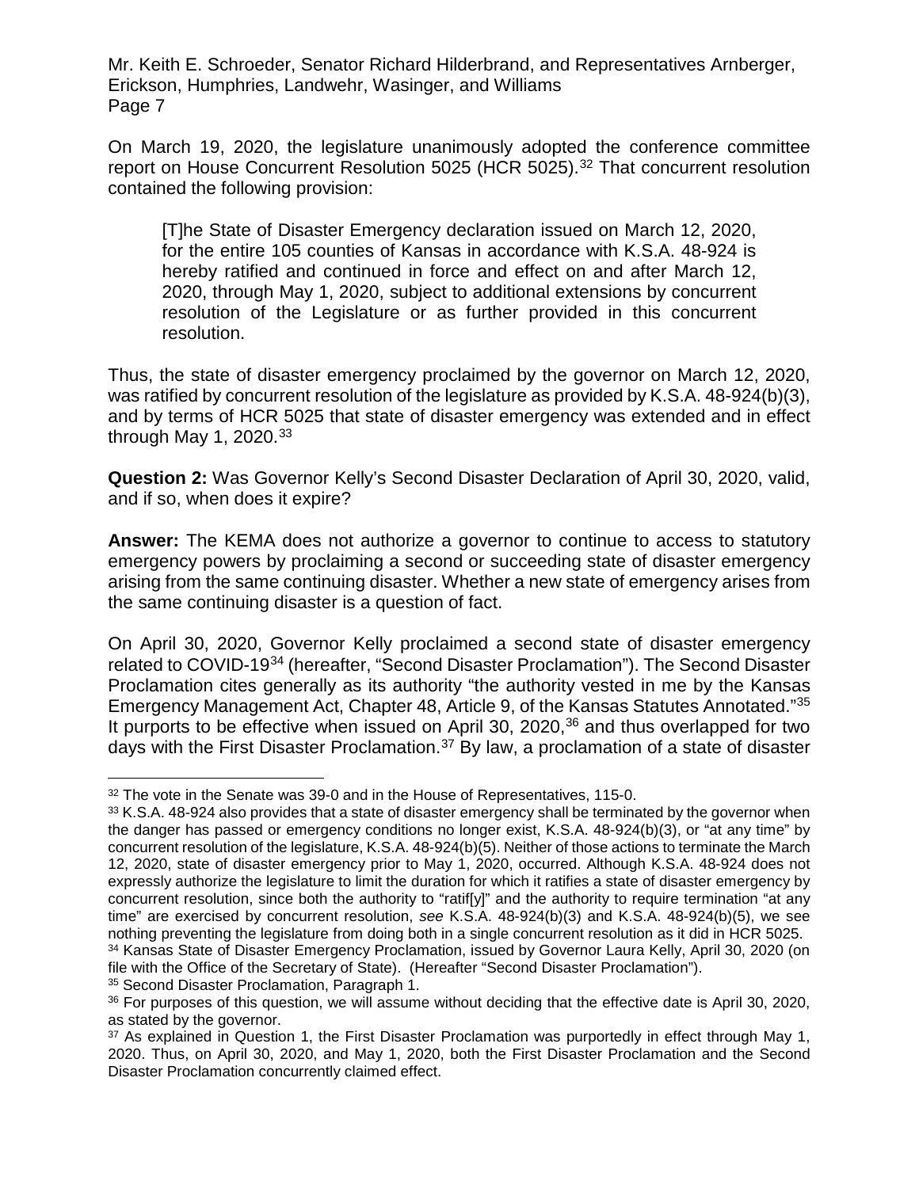On March 19, 2020, the legislature unanimously adopted the conference committee report on House Concurrent Resolution 5025 (HCR 5025).[32] That concurrent resolution contained the following provision:

> [T]he State of Disaster Emergency declaration issued on March 12, 2020, for the entire 105 counties of Kansas in accordance with K.S.A. 48-924 is hereby ratified and continued in force and effect on and after March 12, 2020, through May 1, 2020, subject to additional extensions by concurrent resolution of the Legislature or as further provided in this concurrent resolution.

Thus, the state of disaster emergency proclaimed by the governor on March 12, 2020, was ratified by concurrent resolution of the legislature as provided by K.S.A. 48-924(b)(3), and by terms of HCR 5025 that state of disaster emergency was extended and in effect through May 1, 2020.[33]

**Question 2:** Was Governor Kelly's Second Disaster Declaration of April 30, 2020, valid, and if so, when does it expire?

**Answer:** The KEMA does not authorize a governor to continue to access to statutory emergency powers by proclaiming a second or succeeding state of disaster emergency arising from the same continuing disaster. Whether a new state of emergency arises from the same continuing disaster is a question of fact.

On April 30, 2020, Governor Kelly proclaimed a second state of disaster emergency related to COVID-19[34] (hereafter, "Second Disaster Proclamation"). The Second Disaster Proclamation cites generally as its authority "the authority vested in me by the Kansas Emergency Management Act, Chapter 48, Article 9, of the Kansas Statutes Annotated."[35] It purports to be effective when issued on April 30, 2020,[36] and thus overlapped for two days with the First Disaster Proclamation.[37] By law, a proclamation of a state of disaster

---

[32] The vote in the Senate was 39-0 and in the House of Representatives, 115-0.

[33] K.S.A. 48-924 also provides that a state of disaster emergency shall be terminated by the governor when the danger has passed or emergency conditions no longer exist, K.S.A. 48-924(b)(3), or "at any time" by concurrent resolution of the legislature, K.S.A. 48-924(b)(5). Neither of those actions to terminate the March 12, 2020, state of disaster emergency prior to May 1, 2020, occurred. Although K.S.A. 48-924 does not expressly authorize the legislature to limit the duration for which it ratifies a state of disaster emergency by concurrent resolution, since both the authority to "ratif[y]" and the authority to require termination "at any time" are exercised by concurrent resolution, *see* K.S.A. 48-924(b)(3) and K.S.A. 48-924(b)(5), we see nothing preventing the legislature from doing both in a single concurrent resolution as it did in HCR 5025.

[34] Kansas State of Disaster Emergency Proclamation, issued by Governor Laura Kelly, April 30, 2020 (on file with the Office of the Secretary of State). (Hereafter "Second Disaster Proclamation").

[35] Second Disaster Proclamation, Paragraph 1.

[36] For purposes of this question, we will assume without deciding that the effective date is April 30, 2020, as stated by the governor.

[37] As explained in Question 1, the First Disaster Proclamation was purportedly in effect through May 1, 2020. Thus, on April 30, 2020, and May 1, 2020, both the First Disaster Proclamation and the Second Disaster Proclamation concurrently claimed effect.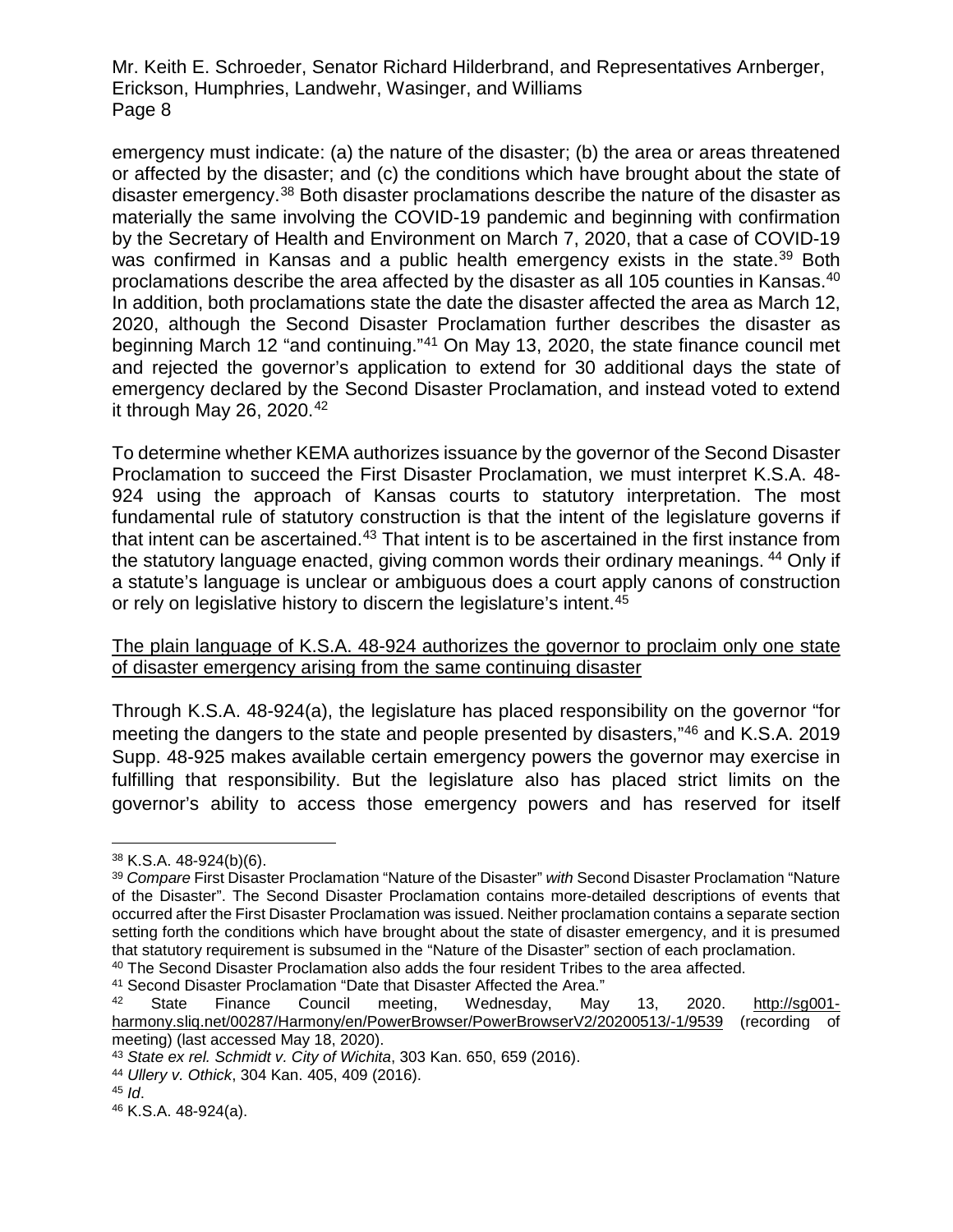emergency must indicate: (a) the nature of the disaster; (b) the area or areas threatened or affected by the disaster; and (c) the conditions which have brought about the state of disaster emergency.[38] Both disaster proclamations describe the nature of the disaster as materially the same involving the COVID-19 pandemic and beginning with confirmation by the Secretary of Health and Environment on March 7, 2020, that a case of COVID-19 was confirmed in Kansas and a public health emergency exists in the state.[39] Both proclamations describe the area affected by the disaster as all 105 counties in Kansas.[40] In addition, both proclamations state the date the disaster affected the area as March 12, 2020, although the Second Disaster Proclamation further describes the disaster as beginning March 12 "and continuing."[41] On May 13, 2020, the state finance council met and rejected the governor's application to extend for 30 additional days the state of emergency declared by the Second Disaster Proclamation, and instead voted to extend it through May 26, 2020.[42]

To determine whether KEMA authorizes issuance by the governor of the Second Disaster Proclamation to succeed the First Disaster Proclamation, we must interpret K.S.A. 48-924 using the approach of Kansas courts to statutory interpretation. The most fundamental rule of statutory construction is that the intent of the legislature governs if that intent can be ascertained.[43] That intent is to be ascertained in the first instance from the statutory language enacted, giving common words their ordinary meanings.[44] Only if a statute's language is unclear or ambiguous does a court apply canons of construction or rely on legislative history to discern the legislature's intent.[45]

<u>The plain language of K.S.A. 48-924 authorizes the governor to proclaim only one state of disaster emergency arising from the same continuing disaster</u>

Through K.S.A. 48-924(a), the legislature has placed responsibility on the governor "for meeting the dangers to the state and people presented by disasters,"[46] and K.S.A. 2019 Supp. 48-925 makes available certain emergency powers the governor may exercise in fulfilling that responsibility. But the legislature also has placed strict limits on the governor's ability to access those emergency powers and has reserved for itself

---

[38] K.S.A. 48-924(b)(6).

[39] *Compare* First Disaster Proclamation "Nature of the Disaster" *with* Second Disaster Proclamation "Nature of the Disaster". The Second Disaster Proclamation contains more-detailed descriptions of events that occurred after the First Disaster Proclamation was issued. Neither proclamation contains a separate section setting forth the conditions which have brought about the state of disaster emergency, and it is presumed that statutory requirement is subsumed in the "Nature of the Disaster" section of each proclamation.

[40] The Second Disaster Proclamation also adds the four resident Tribes to the area affected.

[41] Second Disaster Proclamation "Date that Disaster Affected the Area."

[42] State Finance Council meeting, Wednesday, May 13, 2020. http://sg001-harmony.sliq.net/00287/Harmony/en/PowerBrowser/PowerBrowserV2/20200513/-1/9539 (recording of meeting) (last accessed May 18, 2020).

[43] *State ex rel. Schmidt v. City of Wichita*, 303 Kan. 650, 659 (2016).

[44] *Ullery v. Othick*, 304 Kan. 405, 409 (2016).

[45] *Id*.

[46] K.S.A. 48-924(a).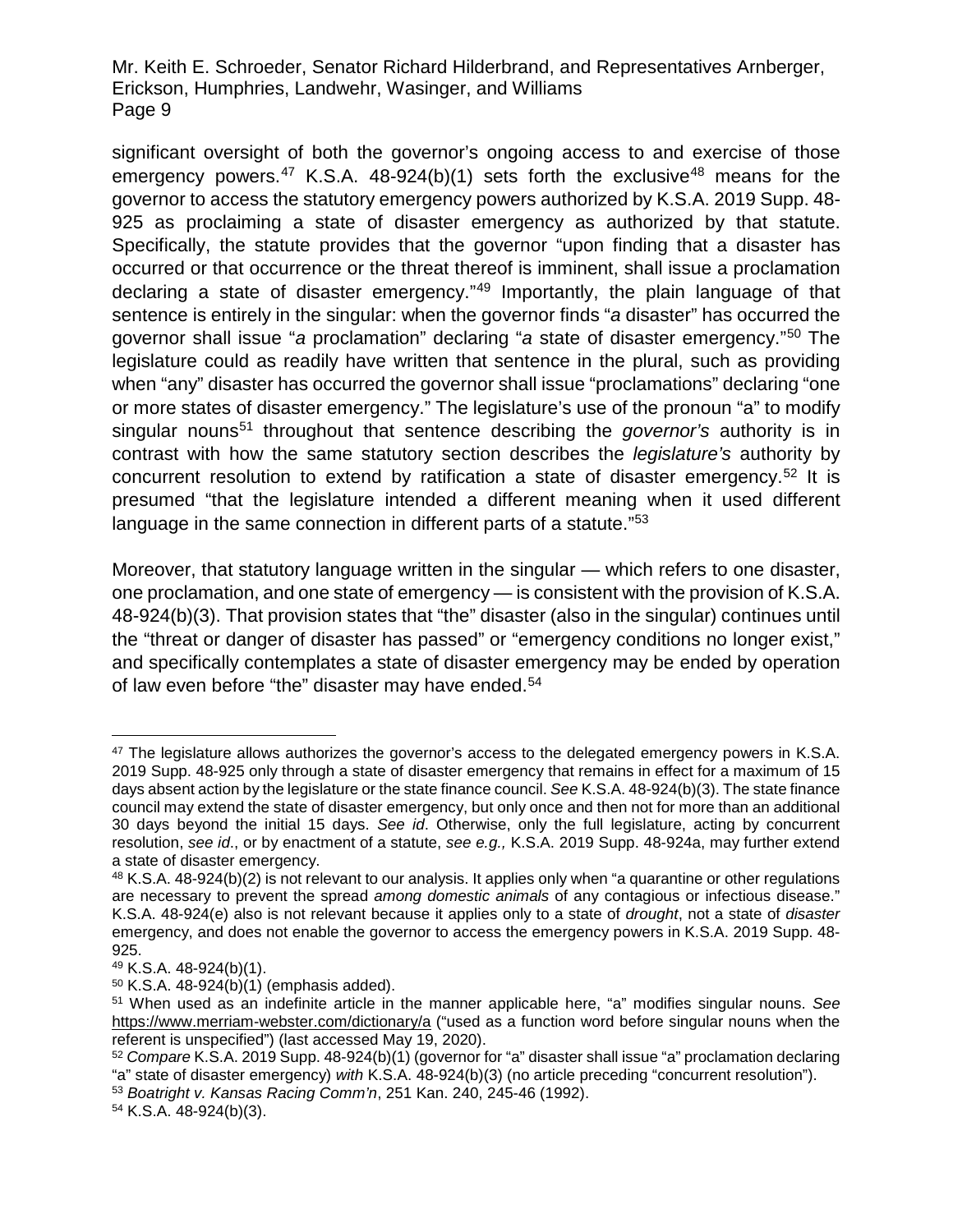significant oversight of both the governor's ongoing access to and exercise of those emergency powers.[47] K.S.A. 48-924(b)(1) sets forth the exclusive[48] means for the governor to access the statutory emergency powers authorized by K.S.A. 2019 Supp. 48-925 as proclaiming a state of disaster emergency as authorized by that statute. Specifically, the statute provides that the governor "upon finding that a disaster has occurred or that occurrence or the threat thereof is imminent, shall issue a proclamation declaring a state of disaster emergency."[49] Importantly, the plain language of that sentence is entirely in the singular: when the governor finds "*a* disaster" has occurred the governor shall issue "*a* proclamation" declaring "*a* state of disaster emergency."[50] The legislature could as readily have written that sentence in the plural, such as providing when "any" disaster has occurred the governor shall issue "proclamations" declaring "one or more states of disaster emergency." The legislature's use of the pronoun "a" to modify singular nouns[51] throughout that sentence describing the *governor's* authority is in contrast with how the same statutory section describes the *legislature's* authority by concurrent resolution to extend by ratification a state of disaster emergency.[52] It is presumed "that the legislature intended a different meaning when it used different language in the same connection in different parts of a statute."[53]

Moreover, that statutory language written in the singular — which refers to one disaster, one proclamation, and one state of emergency — is consistent with the provision of K.S.A. 48-924(b)(3). That provision states that "the" disaster (also in the singular) continues until the "threat or danger of disaster has passed" or "emergency conditions no longer exist," and specifically contemplates a state of disaster emergency may be ended by operation of law even before "the" disaster may have ended.[54]

---

[47] The legislature allows authorizes the governor's access to the delegated emergency powers in K.S.A. 2019 Supp. 48-925 only through a state of disaster emergency that remains in effect for a maximum of 15 days absent action by the legislature or the state finance council. *See* K.S.A. 48-924(b)(3). The state finance council may extend the state of disaster emergency, but only once and then not for more than an additional 30 days beyond the initial 15 days. *See id*. Otherwise, only the full legislature, acting by concurrent resolution, *see id*., or by enactment of a statute, *see e.g.,* K.S.A. 2019 Supp. 48-924a, may further extend a state of disaster emergency.

[48] K.S.A. 48-924(b)(2) is not relevant to our analysis. It applies only when "a quarantine or other regulations are necessary to prevent the spread *among domestic animals* of any contagious or infectious disease." K.S.A. 48-924(e) also is not relevant because it applies only to a state of *drought*, not a state of *disaster* emergency, and does not enable the governor to access the emergency powers in K.S.A. 2019 Supp. 48-925.

[49] K.S.A. 48-924(b)(1).

[50] K.S.A. 48-924(b)(1) (emphasis added).

[51] When used as an indefinite article in the manner applicable here, "a" modifies singular nouns. *See* https://www.merriam-webster.com/dictionary/a ("used as a function word before singular nouns when the referent is unspecified") (last accessed May 19, 2020).

[52] *Compare* K.S.A. 2019 Supp. 48-924(b)(1) (governor for "a" disaster shall issue "a" proclamation declaring "a" state of disaster emergency) *with* K.S.A. 48-924(b)(3) (no article preceding "concurrent resolution").

[53] *Boatright v. Kansas Racing Comm'n*, 251 Kan. 240, 245-46 (1992).

[54] K.S.A. 48-924(b)(3).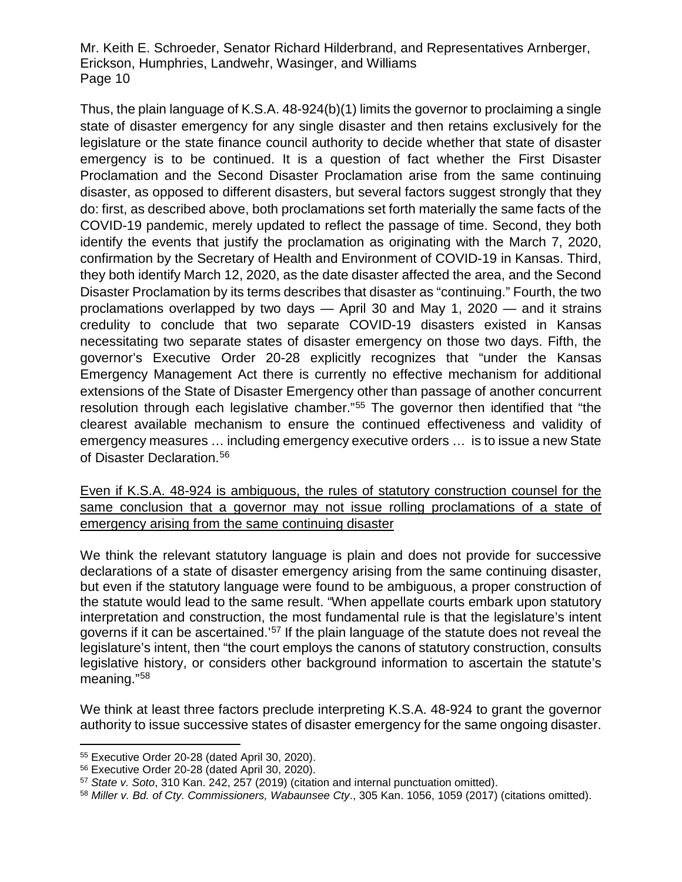Thus, the plain language of K.S.A. 48-924(b)(1) limits the governor to proclaiming a single state of disaster emergency for any single disaster and then retains exclusively for the legislature or the state finance council authority to decide whether that state of disaster emergency is to be continued. It is a question of fact whether the First Disaster Proclamation and the Second Disaster Proclamation arise from the same continuing disaster, as opposed to different disasters, but several factors suggest strongly that they do: first, as described above, both proclamations set forth materially the same facts of the COVID-19 pandemic, merely updated to reflect the passage of time. Second, they both identify the events that justify the proclamation as originating with the March 7, 2020, confirmation by the Secretary of Health and Environment of COVID-19 in Kansas. Third, they both identify March 12, 2020, as the date disaster affected the area, and the Second Disaster Proclamation by its terms describes that disaster as "continuing." Fourth, the two proclamations overlapped by two days — April 30 and May 1, 2020 — and it strains credulity to conclude that two separate COVID-19 disasters existed in Kansas necessitating two separate states of disaster emergency on those two days. Fifth, the governor's Executive Order 20-28 explicitly recognizes that "under the Kansas Emergency Management Act there is currently no effective mechanism for additional extensions of the State of Disaster Emergency other than passage of another concurrent resolution through each legislative chamber."[55] The governor then identified that "the clearest available mechanism to ensure the continued effectiveness and validity of emergency measures … including emergency executive orders … is to issue a new State of Disaster Declaration.[56]

<u>Even if K.S.A. 48-924 is ambiguous, the rules of statutory construction counsel for the same conclusion that a governor may not issue rolling proclamations of a state of emergency arising from the same continuing disaster</u>

We think the relevant statutory language is plain and does not provide for successive declarations of a state of disaster emergency arising from the same continuing disaster, but even if the statutory language were found to be ambiguous, a proper construction of the statute would lead to the same result. "When appellate courts embark upon statutory interpretation and construction, the most fundamental rule is that the legislature's intent governs if it can be ascertained.'[57] If the plain language of the statute does not reveal the legislature's intent, then "the court employs the canons of statutory construction, consults legislative history, or considers other background information to ascertain the statute's meaning."[58]

We think at least three factors preclude interpreting K.S.A. 48-924 to grant the governor authority to issue successive states of disaster emergency for the same ongoing disaster.

---

[55] Executive Order 20-28 (dated April 30, 2020).

[56] Executive Order 20-28 (dated April 30, 2020).

[57] *State v. Soto*, 310 Kan. 242, 257 (2019) (citation and internal punctuation omitted).

[58] *Miller v. Bd. of Cty. Commissioners, Wabaunsee Cty*., 305 Kan. 1056, 1059 (2017) (citations omitted).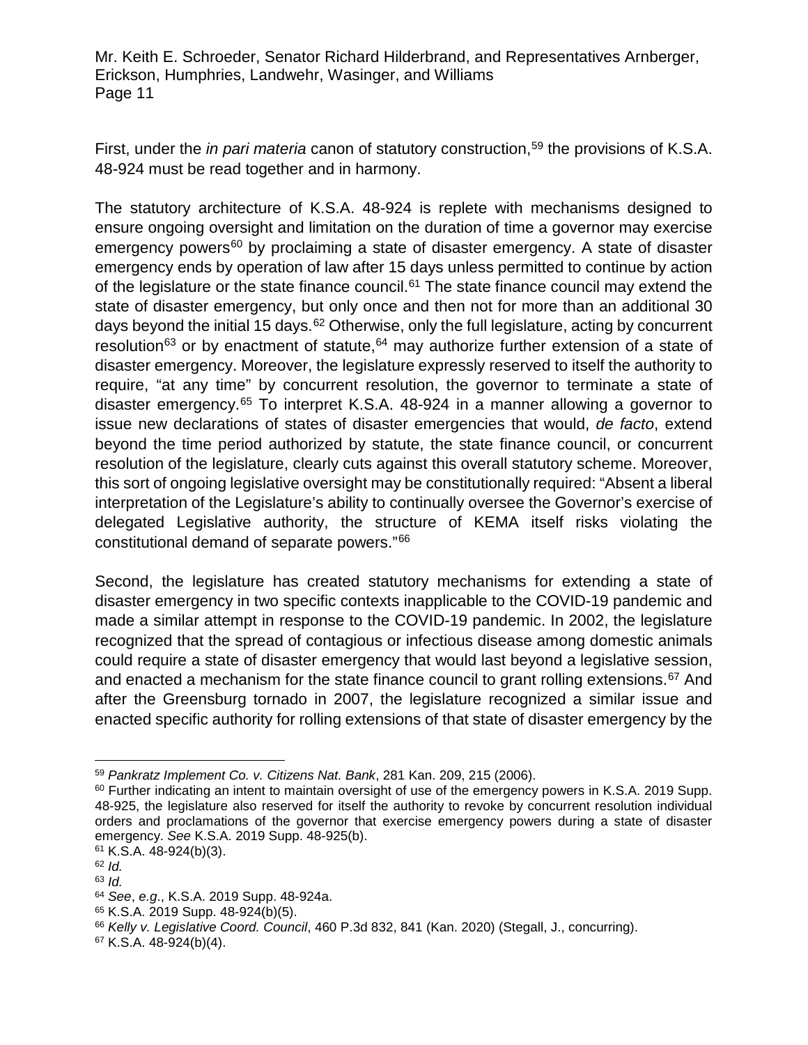First, under the *in pari materia* canon of statutory construction,[59] the provisions of K.S.A. 48-924 must be read together and in harmony.

The statutory architecture of K.S.A. 48-924 is replete with mechanisms designed to ensure ongoing oversight and limitation on the duration of time a governor may exercise emergency powers[60] by proclaiming a state of disaster emergency. A state of disaster emergency ends by operation of law after 15 days unless permitted to continue by action of the legislature or the state finance council.[61] The state finance council may extend the state of disaster emergency, but only once and then not for more than an additional 30 days beyond the initial 15 days.[62] Otherwise, only the full legislature, acting by concurrent resolution[63] or by enactment of statute,[64] may authorize further extension of a state of disaster emergency. Moreover, the legislature expressly reserved to itself the authority to require, "at any time" by concurrent resolution, the governor to terminate a state of disaster emergency.[65] To interpret K.S.A. 48-924 in a manner allowing a governor to issue new declarations of states of disaster emergencies that would, *de facto*, extend beyond the time period authorized by statute, the state finance council, or concurrent resolution of the legislature, clearly cuts against this overall statutory scheme. Moreover, this sort of ongoing legislative oversight may be constitutionally required: "Absent a liberal interpretation of the Legislature's ability to continually oversee the Governor's exercise of delegated Legislative authority, the structure of KEMA itself risks violating the constitutional demand of separate powers."[66]

Second, the legislature has created statutory mechanisms for extending a state of disaster emergency in two specific contexts inapplicable to the COVID-19 pandemic and made a similar attempt in response to the COVID-19 pandemic. In 2002, the legislature recognized that the spread of contagious or infectious disease among domestic animals could require a state of disaster emergency that would last beyond a legislative session, and enacted a mechanism for the state finance council to grant rolling extensions.[67] And after the Greensburg tornado in 2007, the legislature recognized a similar issue and enacted specific authority for rolling extensions of that state of disaster emergency by the

---

[59] *Pankratz Implement Co. v. Citizens Nat. Bank*, 281 Kan. 209, 215 (2006).

[60] Further indicating an intent to maintain oversight of use of the emergency powers in K.S.A. 2019 Supp. 48-925, the legislature also reserved for itself the authority to revoke by concurrent resolution individual orders and proclamations of the governor that exercise emergency powers during a state of disaster emergency. *See* K.S.A. 2019 Supp. 48-925(b).

[61] K.S.A. 48-924(b)(3).

[62] *Id.*

[63] *Id.*

[64] *See*, *e.g*., K.S.A. 2019 Supp. 48-924a.

[65] K.S.A. 2019 Supp. 48-924(b)(5).

[66] *Kelly v. Legislative Coord. Council*, 460 P.3d 832, 841 (Kan. 2020) (Stegall, J., concurring).

[67] K.S.A. 48-924(b)(4).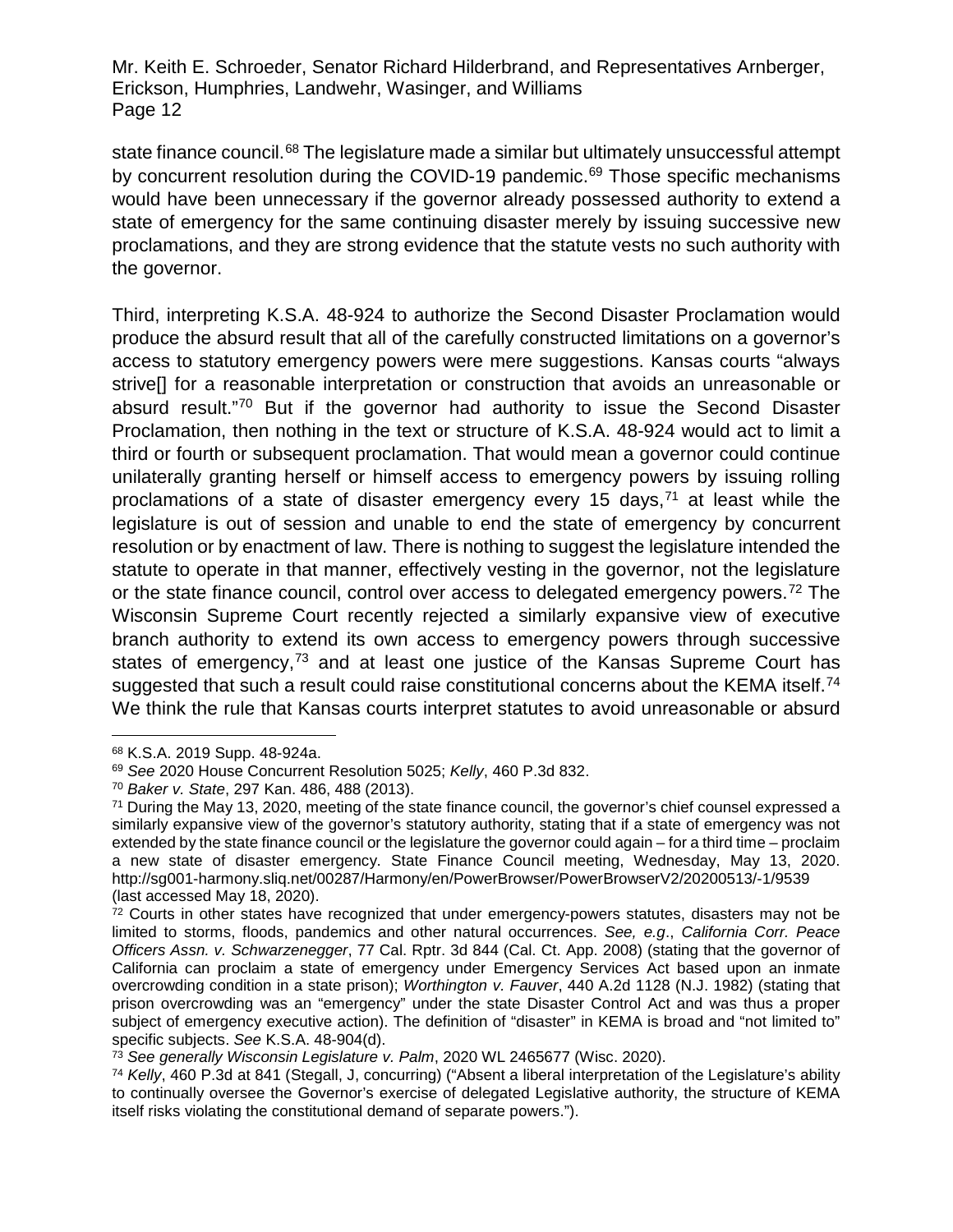state finance council.[68] The legislature made a similar but ultimately unsuccessful attempt by concurrent resolution during the COVID-19 pandemic.[69] Those specific mechanisms would have been unnecessary if the governor already possessed authority to extend a state of emergency for the same continuing disaster merely by issuing successive new proclamations, and they are strong evidence that the statute vests no such authority with the governor.

Third, interpreting K.S.A. 48-924 to authorize the Second Disaster Proclamation would produce the absurd result that all of the carefully constructed limitations on a governor's access to statutory emergency powers were mere suggestions. Kansas courts "always strive[] for a reasonable interpretation or construction that avoids an unreasonable or absurd result."[70] But if the governor had authority to issue the Second Disaster Proclamation, then nothing in the text or structure of K.S.A. 48-924 would act to limit a third or fourth or subsequent proclamation. That would mean a governor could continue unilaterally granting herself or himself access to emergency powers by issuing rolling proclamations of a state of disaster emergency every 15 days,[71] at least while the legislature is out of session and unable to end the state of emergency by concurrent resolution or by enactment of law. There is nothing to suggest the legislature intended the statute to operate in that manner, effectively vesting in the governor, not the legislature or the state finance council, control over access to delegated emergency powers.[72] The Wisconsin Supreme Court recently rejected a similarly expansive view of executive branch authority to extend its own access to emergency powers through successive states of emergency,[73] and at least one justice of the Kansas Supreme Court has suggested that such a result could raise constitutional concerns about the KEMA itself.[74] We think the rule that Kansas courts interpret statutes to avoid unreasonable or absurd

---

[68] K.S.A. 2019 Supp. 48-924a.

[69] *See* 2020 House Concurrent Resolution 5025; *Kelly*, 460 P.3d 832.

[70] *Baker v. State*, 297 Kan. 486, 488 (2013).

[71] During the May 13, 2020, meeting of the state finance council, the governor's chief counsel expressed a similarly expansive view of the governor's statutory authority, stating that if a state of emergency was not extended by the state finance council or the legislature the governor could again – for a third time – proclaim a new state of disaster emergency. State Finance Council meeting, Wednesday, May 13, 2020. http://sg001-harmony.sliq.net/00287/Harmony/en/PowerBrowser/PowerBrowserV2/20200513/-1/9539 (last accessed May 18, 2020).

[72] Courts in other states have recognized that under emergency-powers statutes, disasters may not be limited to storms, floods, pandemics and other natural occurrences. *See, e.g*., *California Corr. Peace Officers Assn. v. Schwarzenegger*, 77 Cal. Rptr. 3d 844 (Cal. Ct. App. 2008) (stating that the governor of California can proclaim a state of emergency under Emergency Services Act based upon an inmate overcrowding condition in a state prison); *Worthington v. Fauver*, 440 A.2d 1128 (N.J. 1982) (stating that prison overcrowding was an "emergency" under the state Disaster Control Act and was thus a proper subject of emergency executive action). The definition of "disaster" in KEMA is broad and "not limited to" specific subjects. *See* K.S.A. 48-904(d).

[73] *See generally Wisconsin Legislature v. Palm*, 2020 WL 2465677 (Wisc. 2020).

[74] *Kelly*, 460 P.3d at 841 (Stegall, J, concurring) ("Absent a liberal interpretation of the Legislature's ability to continually oversee the Governor's exercise of delegated Legislative authority, the structure of KEMA itself risks violating the constitutional demand of separate powers.").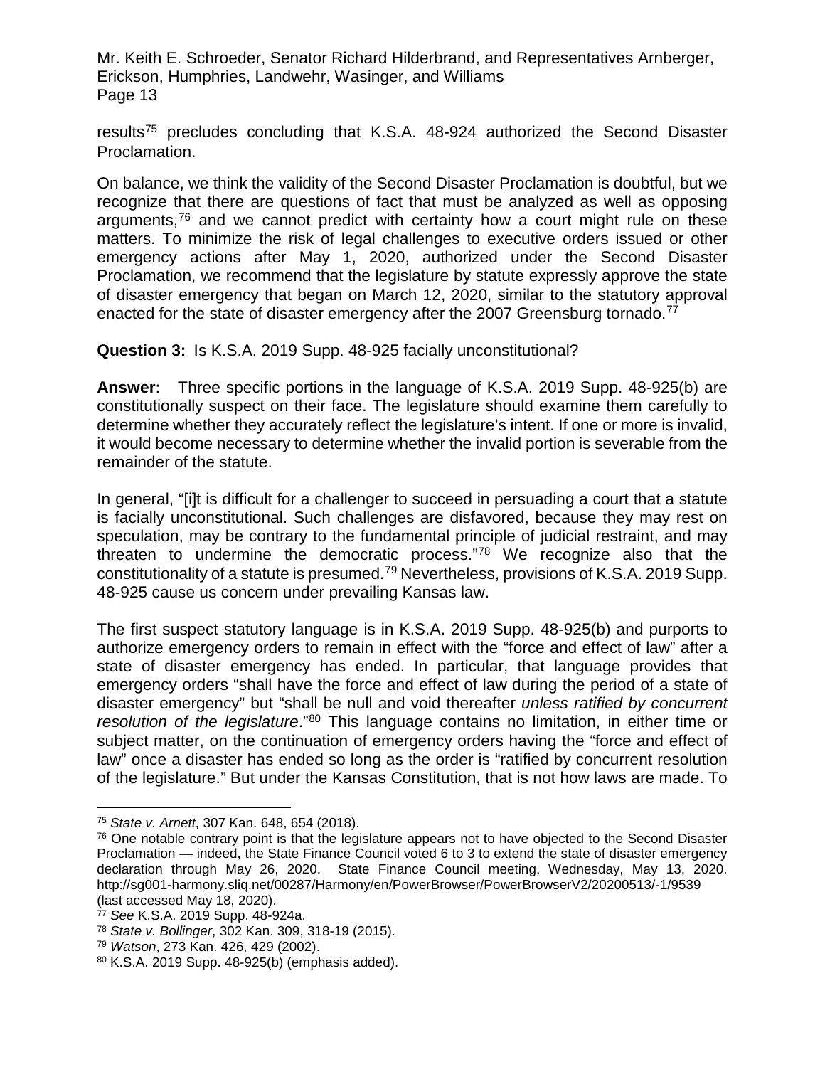results[75] precludes concluding that K.S.A. 48-924 authorized the Second Disaster Proclamation.

On balance, we think the validity of the Second Disaster Proclamation is doubtful, but we recognize that there are questions of fact that must be analyzed as well as opposing arguments,[76] and we cannot predict with certainty how a court might rule on these matters. To minimize the risk of legal challenges to executive orders issued or other emergency actions after May 1, 2020, authorized under the Second Disaster Proclamation, we recommend that the legislature by statute expressly approve the state of disaster emergency that began on March 12, 2020, similar to the statutory approval enacted for the state of disaster emergency after the 2007 Greensburg tornado.[77]

**Question 3:** Is K.S.A. 2019 Supp. 48-925 facially unconstitutional?

**Answer:** Three specific portions in the language of K.S.A. 2019 Supp. 48-925(b) are constitutionally suspect on their face. The legislature should examine them carefully to determine whether they accurately reflect the legislature's intent. If one or more is invalid, it would become necessary to determine whether the invalid portion is severable from the remainder of the statute.

In general, "[i]t is difficult for a challenger to succeed in persuading a court that a statute is facially unconstitutional. Such challenges are disfavored, because they may rest on speculation, may be contrary to the fundamental principle of judicial restraint, and may threaten to undermine the democratic process."[78] We recognize also that the constitutionality of a statute is presumed.[79] Nevertheless, provisions of K.S.A. 2019 Supp. 48-925 cause us concern under prevailing Kansas law.

The first suspect statutory language is in K.S.A. 2019 Supp. 48-925(b) and purports to authorize emergency orders to remain in effect with the "force and effect of law" after a state of disaster emergency has ended. In particular, that language provides that emergency orders "shall have the force and effect of law during the period of a state of disaster emergency" but "shall be null and void thereafter *unless ratified by concurrent resolution of the legislature*."[80] This language contains no limitation, in either time or subject matter, on the continuation of emergency orders having the "force and effect of law" once a disaster has ended so long as the order is "ratified by concurrent resolution of the legislature." But under the Kansas Constitution, that is not how laws are made. To

---

[75] *State v. Arnett*, 307 Kan. 648, 654 (2018).

[76] One notable contrary point is that the legislature appears not to have objected to the Second Disaster Proclamation — indeed, the State Finance Council voted 6 to 3 to extend the state of disaster emergency declaration through May 26, 2020. State Finance Council meeting, Wednesday, May 13, 2020. http://sg001-harmony.sliq.net/00287/Harmony/en/PowerBrowser/PowerBrowserV2/20200513/-1/9539 (last accessed May 18, 2020).

[77] *See* K.S.A. 2019 Supp. 48-924a.

[78] *State v. Bollinger*, 302 Kan. 309, 318-19 (2015).

[79] *Watson*, 273 Kan. 426, 429 (2002).

[80] K.S.A. 2019 Supp. 48-925(b) (emphasis added).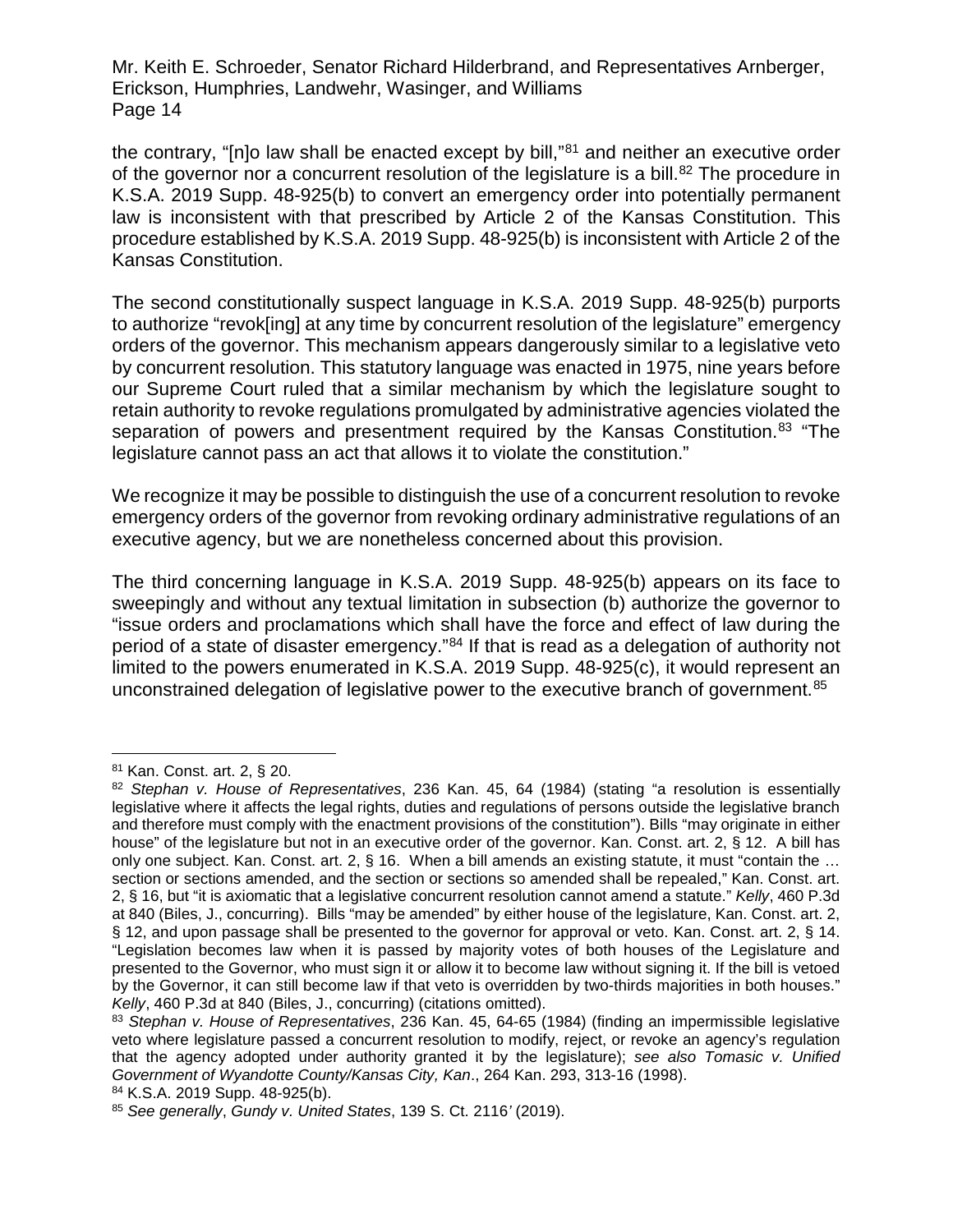the contrary, "[n]o law shall be enacted except by bill,"[81] and neither an executive order of the governor nor a concurrent resolution of the legislature is a bill.[82] The procedure in K.S.A. 2019 Supp. 48-925(b) to convert an emergency order into potentially permanent law is inconsistent with that prescribed by Article 2 of the Kansas Constitution. This procedure established by K.S.A. 2019 Supp. 48-925(b) is inconsistent with Article 2 of the Kansas Constitution.

The second constitutionally suspect language in K.S.A. 2019 Supp. 48-925(b) purports to authorize "revok[ing] at any time by concurrent resolution of the legislature" emergency orders of the governor. This mechanism appears dangerously similar to a legislative veto by concurrent resolution. This statutory language was enacted in 1975, nine years before our Supreme Court ruled that a similar mechanism by which the legislature sought to retain authority to revoke regulations promulgated by administrative agencies violated the separation of powers and presentment required by the Kansas Constitution.[83] "The legislature cannot pass an act that allows it to violate the constitution."

We recognize it may be possible to distinguish the use of a concurrent resolution to revoke emergency orders of the governor from revoking ordinary administrative regulations of an executive agency, but we are nonetheless concerned about this provision.

The third concerning language in K.S.A. 2019 Supp. 48-925(b) appears on its face to sweepingly and without any textual limitation in subsection (b) authorize the governor to "issue orders and proclamations which shall have the force and effect of law during the period of a state of disaster emergency."[84] If that is read as a delegation of authority not limited to the powers enumerated in K.S.A. 2019 Supp. 48-925(c), it would represent an unconstrained delegation of legislative power to the executive branch of government.[85]

---

[81] Kan. Const. art. 2, § 20.

[82] *Stephan v. House of Representatives*, 236 Kan. 45, 64 (1984) (stating "a resolution is essentially legislative where it affects the legal rights, duties and regulations of persons outside the legislative branch and therefore must comply with the enactment provisions of the constitution"). Bills "may originate in either house" of the legislature but not in an executive order of the governor. Kan. Const. art. 2, § 12. A bill has only one subject. Kan. Const. art. 2, § 16. When a bill amends an existing statute, it must "contain the … section or sections amended, and the section or sections so amended shall be repealed," Kan. Const. art. 2, § 16, but "it is axiomatic that a legislative concurrent resolution cannot amend a statute." *Kelly*, 460 P.3d at 840 (Biles, J., concurring). Bills "may be amended" by either house of the legislature, Kan. Const. art. 2, § 12, and upon passage shall be presented to the governor for approval or veto. Kan. Const. art. 2, § 14. "Legislation becomes law when it is passed by majority votes of both houses of the Legislature and presented to the Governor, who must sign it or allow it to become law without signing it. If the bill is vetoed by the Governor, it can still become law if that veto is overridden by two-thirds majorities in both houses." *Kelly*, 460 P.3d at 840 (Biles, J., concurring) (citations omitted).

[83] *Stephan v. House of Representatives*, 236 Kan. 45, 64-65 (1984) (finding an impermissible legislative veto where legislature passed a concurrent resolution to modify, reject, or revoke an agency's regulation that the agency adopted under authority granted it by the legislature); *see also Tomasic v. Unified Government of Wyandotte County/Kansas City, Kan*., 264 Kan. 293, 313-16 (1998).

[84] K.S.A. 2019 Supp. 48-925(b).

[85] *See generally*, *Gundy v. United States*, 139 S. Ct. 2116' (2019).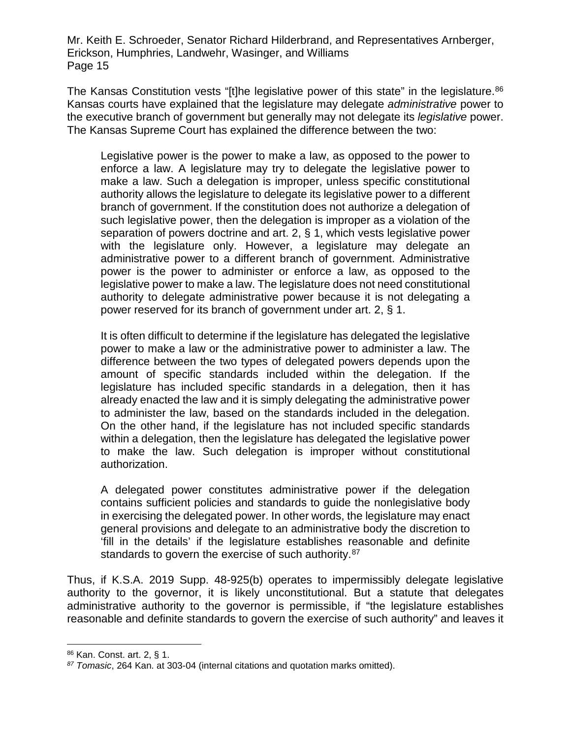The Kansas Constitution vests "[t]he legislative power of this state" in the legislature.[86] Kansas courts have explained that the legislature may delegate *administrative* power to the executive branch of government but generally may not delegate its *legislative* power. The Kansas Supreme Court has explained the difference between the two:

> Legislative power is the power to make a law, as opposed to the power to enforce a law. A legislature may try to delegate the legislative power to make a law. Such a delegation is improper, unless specific constitutional authority allows the legislature to delegate its legislative power to a different branch of government. If the constitution does not authorize a delegation of such legislative power, then the delegation is improper as a violation of the separation of powers doctrine and art. 2, § 1, which vests legislative power with the legislature only. However, a legislature may delegate an administrative power to a different branch of government. Administrative power is the power to administer or enforce a law, as opposed to the legislative power to make a law. The legislature does not need constitutional authority to delegate administrative power because it is not delegating a power reserved for its branch of government under art. 2, § 1.
>
> It is often difficult to determine if the legislature has delegated the legislative power to make a law or the administrative power to administer a law. The difference between the two types of delegated powers depends upon the amount of specific standards included within the delegation. If the legislature has included specific standards in a delegation, then it has already enacted the law and it is simply delegating the administrative power to administer the law, based on the standards included in the delegation. On the other hand, if the legislature has not included specific standards within a delegation, then the legislature has delegated the legislative power to make the law. Such delegation is improper without constitutional authorization.
>
> A delegated power constitutes administrative power if the delegation contains sufficient policies and standards to guide the nonlegislative body in exercising the delegated power. In other words, the legislature may enact general provisions and delegate to an administrative body the discretion to 'fill in the details' if the legislature establishes reasonable and definite standards to govern the exercise of such authority.[87]

Thus, if K.S.A. 2019 Supp. 48-925(b) operates to impermissibly delegate legislative authority to the governor, it is likely unconstitutional. But a statute that delegates administrative authority to the governor is permissible, if "the legislature establishes reasonable and definite standards to govern the exercise of such authority" and leaves it

---

[86] Kan. Const. art. 2, § 1.

[87] *Tomasic*, 264 Kan. at 303-04 (internal citations and quotation marks omitted).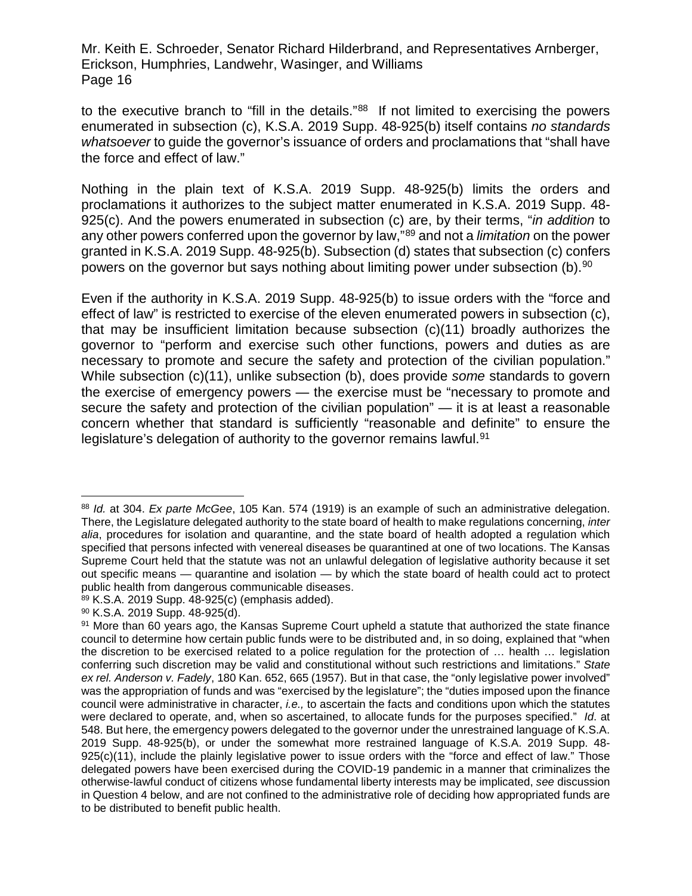to the executive branch to "fill in the details."[88] If not limited to exercising the powers enumerated in subsection (c), K.S.A. 2019 Supp. 48-925(b) itself contains *no standards whatsoever* to guide the governor's issuance of orders and proclamations that "shall have the force and effect of law."

Nothing in the plain text of K.S.A. 2019 Supp. 48-925(b) limits the orders and proclamations it authorizes to the subject matter enumerated in K.S.A. 2019 Supp. 48-925(c). And the powers enumerated in subsection (c) are, by their terms, "*in addition* to any other powers conferred upon the governor by law,"[89] and not a *limitation* on the power granted in K.S.A. 2019 Supp. 48-925(b). Subsection (d) states that subsection (c) confers powers on the governor but says nothing about limiting power under subsection (b).[90]

Even if the authority in K.S.A. 2019 Supp. 48-925(b) to issue orders with the "force and effect of law" is restricted to exercise of the eleven enumerated powers in subsection (c), that may be insufficient limitation because subsection (c)(11) broadly authorizes the governor to "perform and exercise such other functions, powers and duties as are necessary to promote and secure the safety and protection of the civilian population." While subsection (c)(11), unlike subsection (b), does provide *some* standards to govern the exercise of emergency powers — the exercise must be "necessary to promote and secure the safety and protection of the civilian population" — it is at least a reasonable concern whether that standard is sufficiently "reasonable and definite" to ensure the legislature's delegation of authority to the governor remains lawful.[91]

---

[88] *Id.* at 304. *Ex parte McGee*, 105 Kan. 574 (1919) is an example of such an administrative delegation. There, the Legislature delegated authority to the state board of health to make regulations concerning, *inter alia*, procedures for isolation and quarantine, and the state board of health adopted a regulation which specified that persons infected with venereal diseases be quarantined at one of two locations. The Kansas Supreme Court held that the statute was not an unlawful delegation of legislative authority because it set out specific means — quarantine and isolation — by which the state board of health could act to protect public health from dangerous communicable diseases.

[89] K.S.A. 2019 Supp. 48-925(c) (emphasis added).

[90] K.S.A. 2019 Supp. 48-925(d).

[91] More than 60 years ago, the Kansas Supreme Court upheld a statute that authorized the state finance council to determine how certain public funds were to be distributed and, in so doing, explained that "when the discretion to be exercised related to a police regulation for the protection of … health … legislation conferring such discretion may be valid and constitutional without such restrictions and limitations." *State ex rel. Anderson v. Fadely*, 180 Kan. 652, 665 (1957). But in that case, the "only legislative power involved" was the appropriation of funds and was "exercised by the legislature"; the "duties imposed upon the finance council were administrative in character, *i.e.,* to ascertain the facts and conditions upon which the statutes were declared to operate, and, when so ascertained, to allocate funds for the purposes specified." *Id*. at 548. But here, the emergency powers delegated to the governor under the unrestrained language of K.S.A. 2019 Supp. 48-925(b), or under the somewhat more restrained language of K.S.A. 2019 Supp. 48-925(c)(11), include the plainly legislative power to issue orders with the "force and effect of law." Those delegated powers have been exercised during the COVID-19 pandemic in a manner that criminalizes the otherwise-lawful conduct of citizens whose fundamental liberty interests may be implicated, *see* discussion in Question 4 below, and are not confined to the administrative role of deciding how appropriated funds are to be distributed to benefit public health.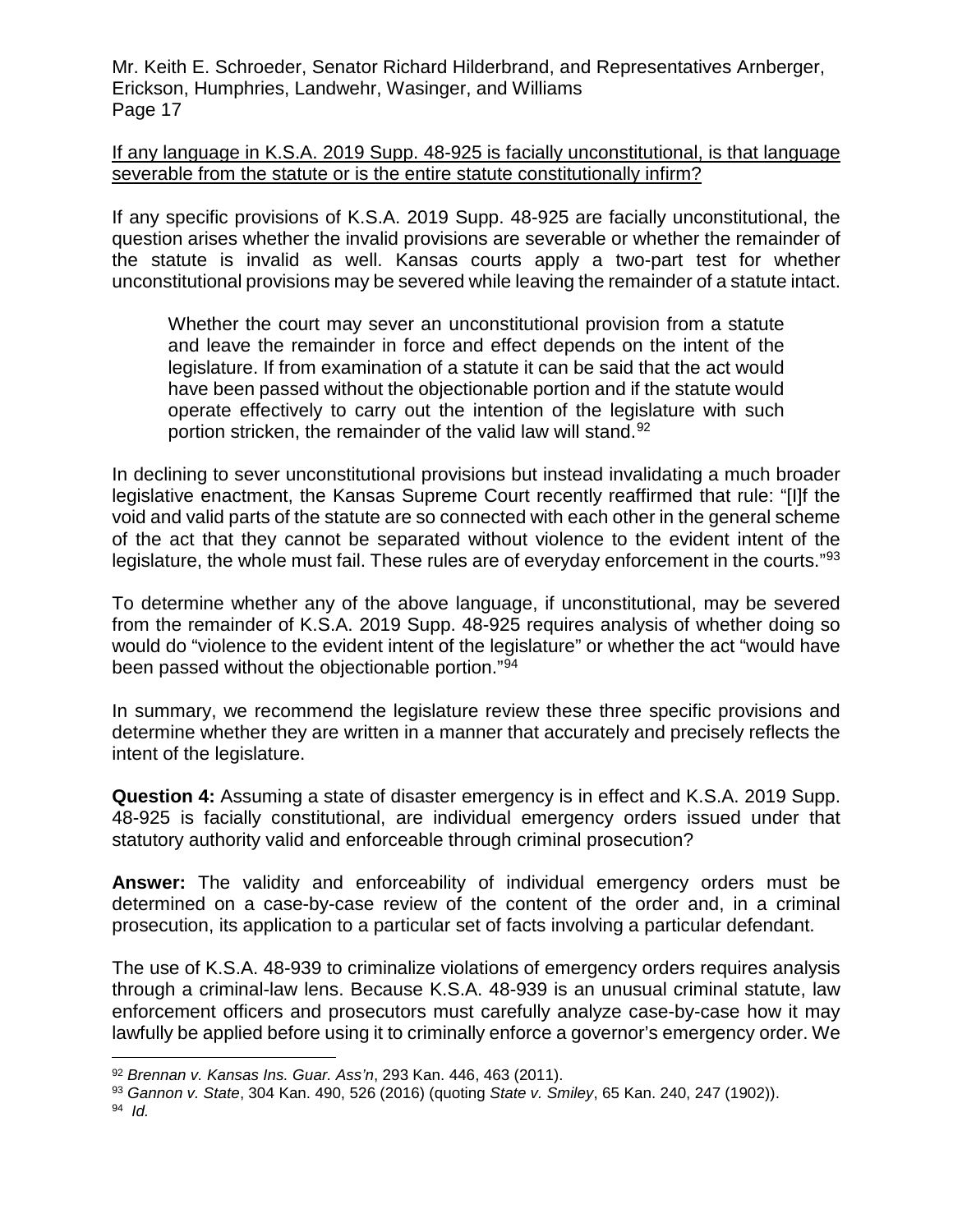If any language in K.S.A. 2019 Supp. 48-925 is facially unconstitutional, is that language severable from the statute or is the entire statute constitutionally infirm?

If any specific provisions of K.S.A. 2019 Supp. 48-925 are facially unconstitutional, the question arises whether the invalid provisions are severable or whether the remainder of the statute is invalid as well. Kansas courts apply a two-part test for whether unconstitutional provisions may be severed while leaving the remainder of a statute intact.

> Whether the court may sever an unconstitutional provision from a statute and leave the remainder in force and effect depends on the intent of the legislature. If from examination of a statute it can be said that the act would have been passed without the objectionable portion and if the statute would operate effectively to carry out the intention of the legislature with such portion stricken, the remainder of the valid law will stand.[92]

In declining to sever unconstitutional provisions but instead invalidating a much broader legislative enactment, the Kansas Supreme Court recently reaffirmed that rule: "[I]f the void and valid parts of the statute are so connected with each other in the general scheme of the act that they cannot be separated without violence to the evident intent of the legislature, the whole must fail. These rules are of everyday enforcement in the courts."[93]

To determine whether any of the above language, if unconstitutional, may be severed from the remainder of K.S.A. 2019 Supp. 48-925 requires analysis of whether doing so would do "violence to the evident intent of the legislature" or whether the act "would have been passed without the objectionable portion."[94]

In summary, we recommend the legislature review these three specific provisions and determine whether they are written in a manner that accurately and precisely reflects the intent of the legislature.

**Question 4:** Assuming a state of disaster emergency is in effect and K.S.A. 2019 Supp. 48-925 is facially constitutional, are individual emergency orders issued under that statutory authority valid and enforceable through criminal prosecution?

**Answer:** The validity and enforceability of individual emergency orders must be determined on a case-by-case review of the content of the order and, in a criminal prosecution, its application to a particular set of facts involving a particular defendant.

The use of K.S.A. 48-939 to criminalize violations of emergency orders requires analysis through a criminal-law lens. Because K.S.A. 48-939 is an unusual criminal statute, law enforcement officers and prosecutors must carefully analyze case-by-case how it may lawfully be applied before using it to criminally enforce a governor's emergency order. We

---

[92] *Brennan v. Kansas Ins. Guar. Ass'n*, 293 Kan. 446, 463 (2011).

[93] *Gannon v. State*, 304 Kan. 490, 526 (2016) (quoting *State v. Smiley*, 65 Kan. 240, 247 (1902)).

[94] *Id.*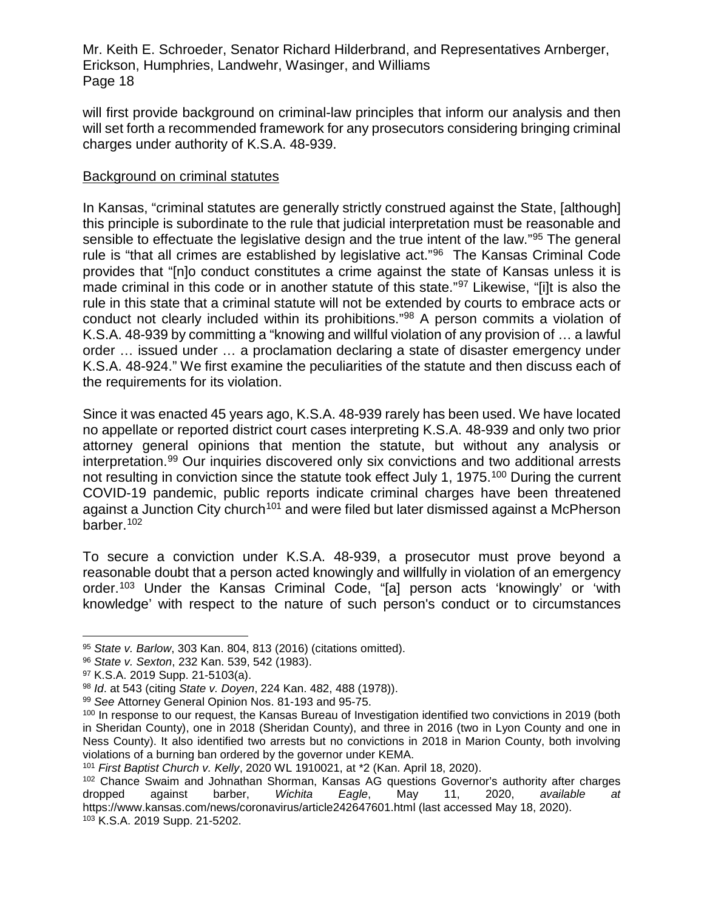will first provide background on criminal-law principles that inform our analysis and then will set forth a recommended framework for any prosecutors considering bringing criminal charges under authority of K.S.A. 48-939.

Background on criminal statutes

In Kansas, "criminal statutes are generally strictly construed against the State, [although] this principle is subordinate to the rule that judicial interpretation must be reasonable and sensible to effectuate the legislative design and the true intent of the law."[95] The general rule is "that all crimes are established by legislative act."[96] The Kansas Criminal Code provides that "[n]o conduct constitutes a crime against the state of Kansas unless it is made criminal in this code or in another statute of this state."[97] Likewise, "[i]t is also the rule in this state that a criminal statute will not be extended by courts to embrace acts or conduct not clearly included within its prohibitions."[98] A person commits a violation of K.S.A. 48-939 by committing a "knowing and willful violation of any provision of … a lawful order … issued under … a proclamation declaring a state of disaster emergency under K.S.A. 48-924." We first examine the peculiarities of the statute and then discuss each of the requirements for its violation.

Since it was enacted 45 years ago, K.S.A. 48-939 rarely has been used. We have located no appellate or reported district court cases interpreting K.S.A. 48-939 and only two prior attorney general opinions that mention the statute, but without any analysis or interpretation.[99] Our inquiries discovered only six convictions and two additional arrests not resulting in conviction since the statute took effect July 1, 1975.[100] During the current COVID-19 pandemic, public reports indicate criminal charges have been threatened against a Junction City church[101] and were filed but later dismissed against a McPherson barber.[102]

To secure a conviction under K.S.A. 48-939, a prosecutor must prove beyond a reasonable doubt that a person acted knowingly and willfully in violation of an emergency order.[103] Under the Kansas Criminal Code, "[a] person acts 'knowingly' or 'with knowledge' with respect to the nature of such person's conduct or to circumstances

---

[95] *State v. Barlow*, 303 Kan. 804, 813 (2016) (citations omitted).

[96] *State v. Sexton*, 232 Kan. 539, 542 (1983).

[97] K.S.A. 2019 Supp. 21-5103(a).

[98] *Id*. at 543 (citing *State v. Doyen*, 224 Kan. 482, 488 (1978)).

[99] *See* Attorney General Opinion Nos. 81-193 and 95-75.

[100] In response to our request, the Kansas Bureau of Investigation identified two convictions in 2019 (both in Sheridan County), one in 2018 (Sheridan County), and three in 2016 (two in Lyon County and one in Ness County). It also identified two arrests but no convictions in 2018 in Marion County, both involving violations of a burning ban ordered by the governor under KEMA.

[101] *First Baptist Church v. Kelly*, 2020 WL 1910021, at *2 (Kan. April 18, 2020).

[102] Chance Swaim and Johnathan Shorman, Kansas AG questions Governor's authority after charges dropped against barber, *Wichita Eagle*, May 11, 2020, *available at* https://www.kansas.com/news/coronavirus/article242647601.html (last accessed May 18, 2020).

[103] K.S.A. 2019 Supp. 21-5202.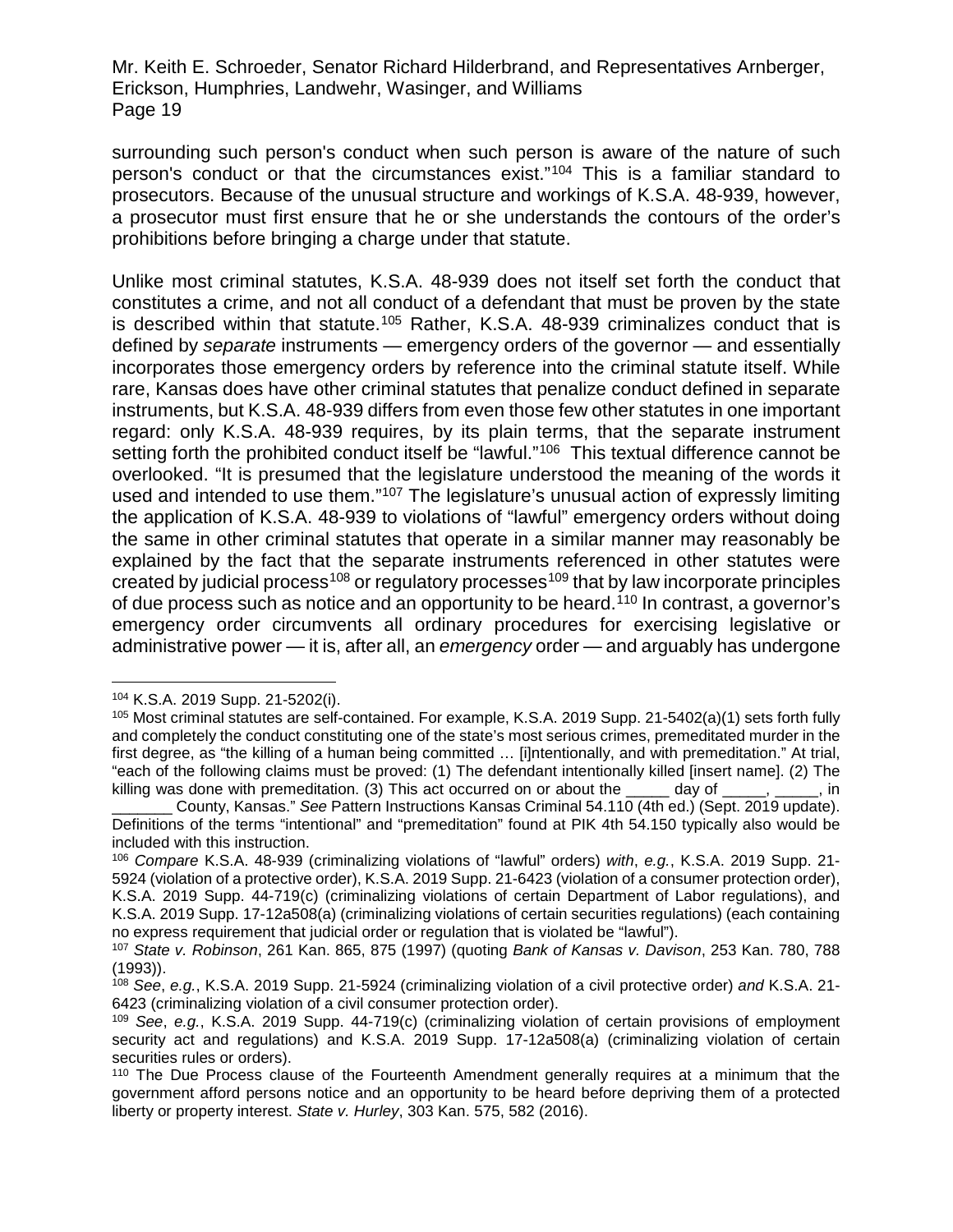surrounding such person's conduct when such person is aware of the nature of such person's conduct or that the circumstances exist."[104] This is a familiar standard to prosecutors. Because of the unusual structure and workings of K.S.A. 48-939, however, a prosecutor must first ensure that he or she understands the contours of the order's prohibitions before bringing a charge under that statute.

Unlike most criminal statutes, K.S.A. 48-939 does not itself set forth the conduct that constitutes a crime, and not all conduct of a defendant that must be proven by the state is described within that statute.[105] Rather, K.S.A. 48-939 criminalizes conduct that is defined by *separate* instruments — emergency orders of the governor — and essentially incorporates those emergency orders by reference into the criminal statute itself. While rare, Kansas does have other criminal statutes that penalize conduct defined in separate instruments, but K.S.A. 48-939 differs from even those few other statutes in one important regard: only K.S.A. 48-939 requires, by its plain terms, that the separate instrument setting forth the prohibited conduct itself be "lawful."[106] This textual difference cannot be overlooked. "It is presumed that the legislature understood the meaning of the words it used and intended to use them."[107] The legislature's unusual action of expressly limiting the application of K.S.A. 48-939 to violations of "lawful" emergency orders without doing the same in other criminal statutes that operate in a similar manner may reasonably be explained by the fact that the separate instruments referenced in other statutes were created by judicial process[108] or regulatory processes[109] that by law incorporate principles of due process such as notice and an opportunity to be heard.[110] In contrast, a governor's emergency order circumvents all ordinary procedures for exercising legislative or administrative power — it is, after all, an *emergency* order — and arguably has undergone

---

[104] K.S.A. 2019 Supp. 21-5202(i).

[105] Most criminal statutes are self-contained. For example, K.S.A. 2019 Supp. 21-5402(a)(1) sets forth fully and completely the conduct constituting one of the state's most serious crimes, premeditated murder in the first degree, as "the killing of a human being committed … [i]ntentionally, and with premeditation." At trial, "each of the following claims must be proved: (1) The defendant intentionally killed [insert name]. (2) The killing was done with premeditation. (3) This act occurred on or about the _____ day of _____, _____, in _______ County, Kansas." *See* Pattern Instructions Kansas Criminal 54.110 (4th ed.) (Sept. 2019 update). Definitions of the terms "intentional" and "premeditation" found at PIK 4th 54.150 typically also would be included with this instruction.

[106] *Compare* K.S.A. 48-939 (criminalizing violations of "lawful" orders) *with*, *e.g.*, K.S.A. 2019 Supp. 21-5924 (violation of a protective order), K.S.A. 2019 Supp. 21-6423 (violation of a consumer protection order), K.S.A. 2019 Supp. 44-719(c) (criminalizing violations of certain Department of Labor regulations), and K.S.A. 2019 Supp. 17-12a508(a) (criminalizing violations of certain securities regulations) (each containing no express requirement that judicial order or regulation that is violated be "lawful").

[107] *State v. Robinson*, 261 Kan. 865, 875 (1997) (quoting *Bank of Kansas v. Davison*, 253 Kan. 780, 788 (1993)).

[108] *See*, *e.g.*, K.S.A. 2019 Supp. 21-5924 (criminalizing violation of a civil protective order) *and* K.S.A. 21-6423 (criminalizing violation of a civil consumer protection order).

[109] *See*, *e.g.*, K.S.A. 2019 Supp. 44-719(c) (criminalizing violation of certain provisions of employment security act and regulations) and K.S.A. 2019 Supp. 17-12a508(a) (criminalizing violation of certain securities rules or orders).

[110] The Due Process clause of the Fourteenth Amendment generally requires at a minimum that the government afford persons notice and an opportunity to be heard before depriving them of a protected liberty or property interest. *State v. Hurley*, 303 Kan. 575, 582 (2016).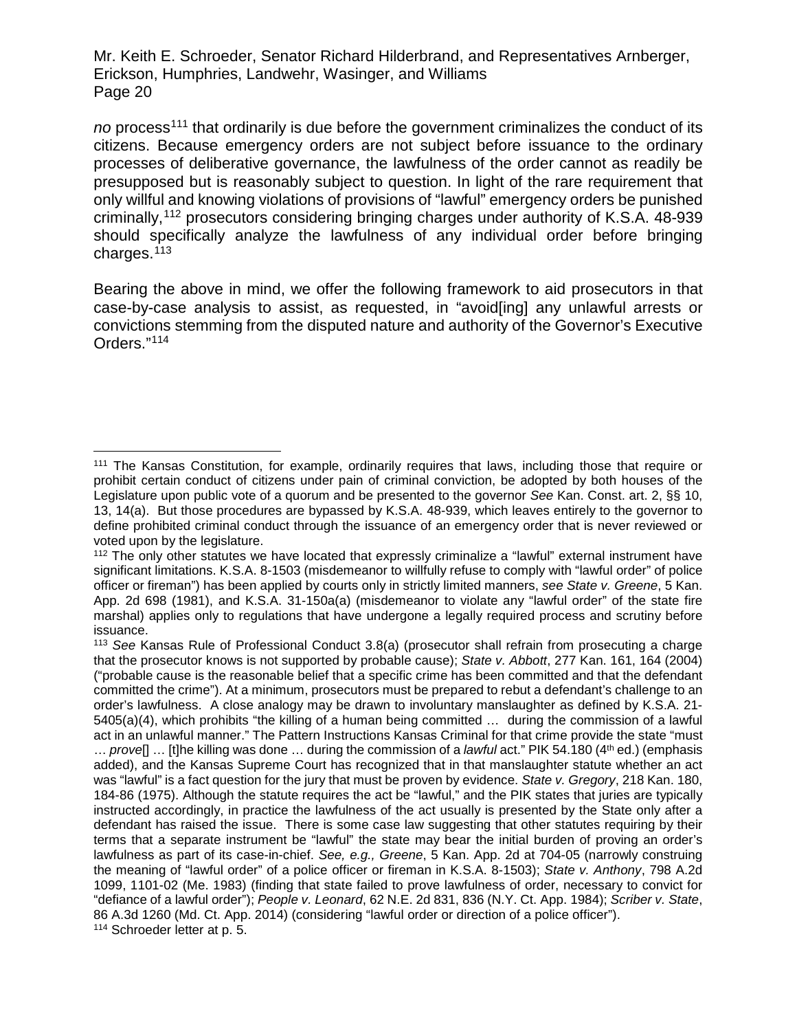*no* process[111] that ordinarily is due before the government criminalizes the conduct of its citizens. Because emergency orders are not subject before issuance to the ordinary processes of deliberative governance, the lawfulness of the order cannot as readily be presupposed but is reasonably subject to question. In light of the rare requirement that only willful and knowing violations of provisions of "lawful" emergency orders be punished criminally,[112] prosecutors considering bringing charges under authority of K.S.A. 48-939 should specifically analyze the lawfulness of any individual order before bringing charges.[113]

Bearing the above in mind, we offer the following framework to aid prosecutors in that case-by-case analysis to assist, as requested, in "avoid[ing] any unlawful arrests or convictions stemming from the disputed nature and authority of the Governor's Executive Orders."[114]

---

[111] The Kansas Constitution, for example, ordinarily requires that laws, including those that require or prohibit certain conduct of citizens under pain of criminal conviction, be adopted by both houses of the Legislature upon public vote of a quorum and be presented to the governor *See* Kan. Const. art. 2, §§ 10, 13, 14(a). But those procedures are bypassed by K.S.A. 48-939, which leaves entirely to the governor to define prohibited criminal conduct through the issuance of an emergency order that is never reviewed or voted upon by the legislature.

[112] The only other statutes we have located that expressly criminalize a "lawful" external instrument have significant limitations. K.S.A. 8-1503 (misdemeanor to willfully refuse to comply with "lawful order" of police officer or fireman") has been applied by courts only in strictly limited manners, *see State v. Greene*, 5 Kan. App. 2d 698 (1981), and K.S.A. 31-150a(a) (misdemeanor to violate any "lawful order" of the state fire marshal) applies only to regulations that have undergone a legally required process and scrutiny before issuance.

[113] *See* Kansas Rule of Professional Conduct 3.8(a) (prosecutor shall refrain from prosecuting a charge that the prosecutor knows is not supported by probable cause); *State v. Abbott*, 277 Kan. 161, 164 (2004) ("probable cause is the reasonable belief that a specific crime has been committed and that the defendant committed the crime"). At a minimum, prosecutors must be prepared to rebut a defendant's challenge to an order's lawfulness. A close analogy may be drawn to involuntary manslaughter as defined by K.S.A. 21-5405(a)(4), which prohibits "the killing of a human being committed … during the commission of a lawful act in an unlawful manner." The Pattern Instructions Kansas Criminal for that crime provide the state "must … *prove*[] … [t]he killing was done … during the commission of a *lawful* act." PIK 54.180 (4th ed.) (emphasis added), and the Kansas Supreme Court has recognized that in that manslaughter statute whether an act was "lawful" is a fact question for the jury that must be proven by evidence. *State v. Gregory*, 218 Kan. 180, 184-86 (1975). Although the statute requires the act be "lawful," and the PIK states that juries are typically instructed accordingly, in practice the lawfulness of the act usually is presented by the State only after a defendant has raised the issue. There is some case law suggesting that other statutes requiring by their terms that a separate instrument be "lawful" the state may bear the initial burden of proving an order's lawfulness as part of its case-in-chief. *See, e.g., Greene*, 5 Kan. App. 2d at 704-05 (narrowly construing the meaning of "lawful order" of a police officer or fireman in K.S.A. 8-1503); *State v. Anthony*, 798 A.2d 1099, 1101-02 (Me. 1983) (finding that state failed to prove lawfulness of order, necessary to convict for "defiance of a lawful order"); *People v. Leonard*, 62 N.E. 2d 831, 836 (N.Y. Ct. App. 1984); *Scriber v. State*, 86 A.3d 1260 (Md. Ct. App. 2014) (considering "lawful order or direction of a police officer").

[114] Schroeder letter at p. 5.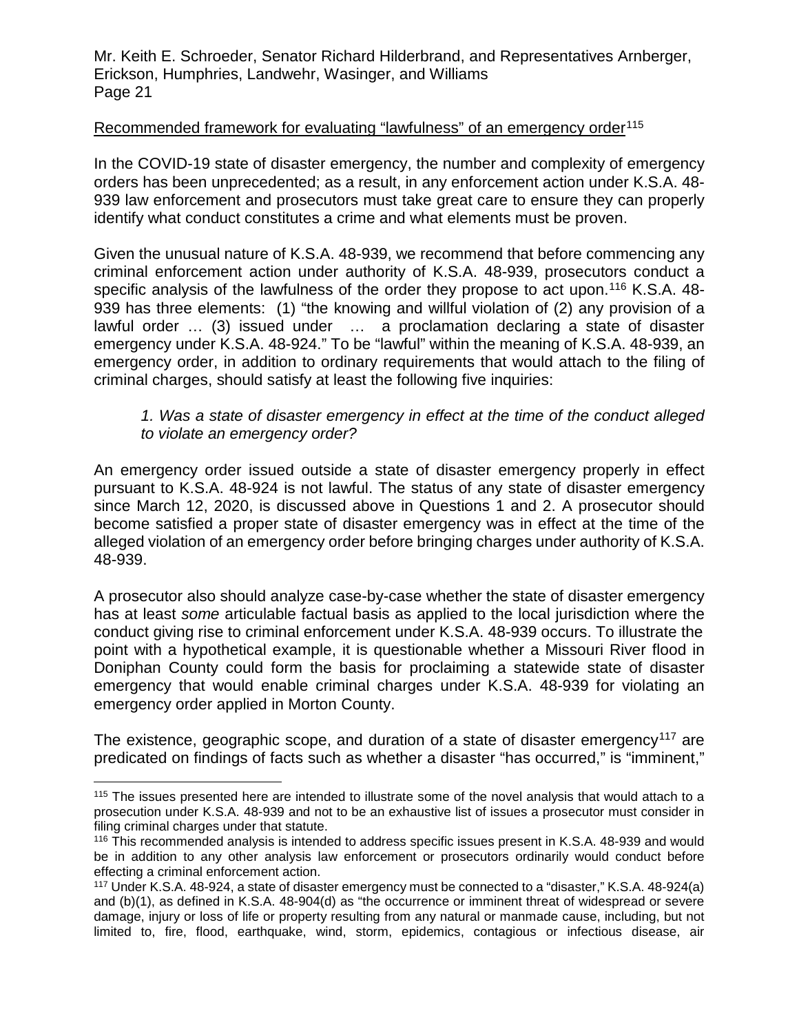Recommended framework for evaluating "lawfulness" of an emergency order[115]

In the COVID-19 state of disaster emergency, the number and complexity of emergency orders has been unprecedented; as a result, in any enforcement action under K.S.A. 48-939 law enforcement and prosecutors must take great care to ensure they can properly identify what conduct constitutes a crime and what elements must be proven.

Given the unusual nature of K.S.A. 48-939, we recommend that before commencing any criminal enforcement action under authority of K.S.A. 48-939, prosecutors conduct a specific analysis of the lawfulness of the order they propose to act upon.[116] K.S.A. 48-939 has three elements: (1) "the knowing and willful violation of (2) any provision of a lawful order … (3) issued under … a proclamation declaring a state of disaster emergency under K.S.A. 48-924." To be "lawful" within the meaning of K.S.A. 48-939, an emergency order, in addition to ordinary requirements that would attach to the filing of criminal charges, should satisfy at least the following five inquiries:

> *1. Was a state of disaster emergency in effect at the time of the conduct alleged to violate an emergency order?*

An emergency order issued outside a state of disaster emergency properly in effect pursuant to K.S.A. 48-924 is not lawful. The status of any state of disaster emergency since March 12, 2020, is discussed above in Questions 1 and 2. A prosecutor should become satisfied a proper state of disaster emergency was in effect at the time of the alleged violation of an emergency order before bringing charges under authority of K.S.A. 48-939.

A prosecutor also should analyze case-by-case whether the state of disaster emergency has at least *some* articulable factual basis as applied to the local jurisdiction where the conduct giving rise to criminal enforcement under K.S.A. 48-939 occurs. To illustrate the point with a hypothetical example, it is questionable whether a Missouri River flood in Doniphan County could form the basis for proclaiming a statewide state of disaster emergency that would enable criminal charges under K.S.A. 48-939 for violating an emergency order applied in Morton County.

The existence, geographic scope, and duration of a state of disaster emergency[117] are predicated on findings of facts such as whether a disaster "has occurred," is "imminent,"

---

[115] The issues presented here are intended to illustrate some of the novel analysis that would attach to a prosecution under K.S.A. 48-939 and not to be an exhaustive list of issues a prosecutor must consider in filing criminal charges under that statute.

[116] This recommended analysis is intended to address specific issues present in K.S.A. 48-939 and would be in addition to any other analysis law enforcement or prosecutors ordinarily would conduct before effecting a criminal enforcement action.

[117] Under K.S.A. 48-924, a state of disaster emergency must be connected to a "disaster," K.S.A. 48-924(a) and (b)(1), as defined in K.S.A. 48-904(d) as "the occurrence or imminent threat of widespread or severe damage, injury or loss of life or property resulting from any natural or manmade cause, including, but not limited to, fire, flood, earthquake, wind, storm, epidemics, contagious or infectious disease, air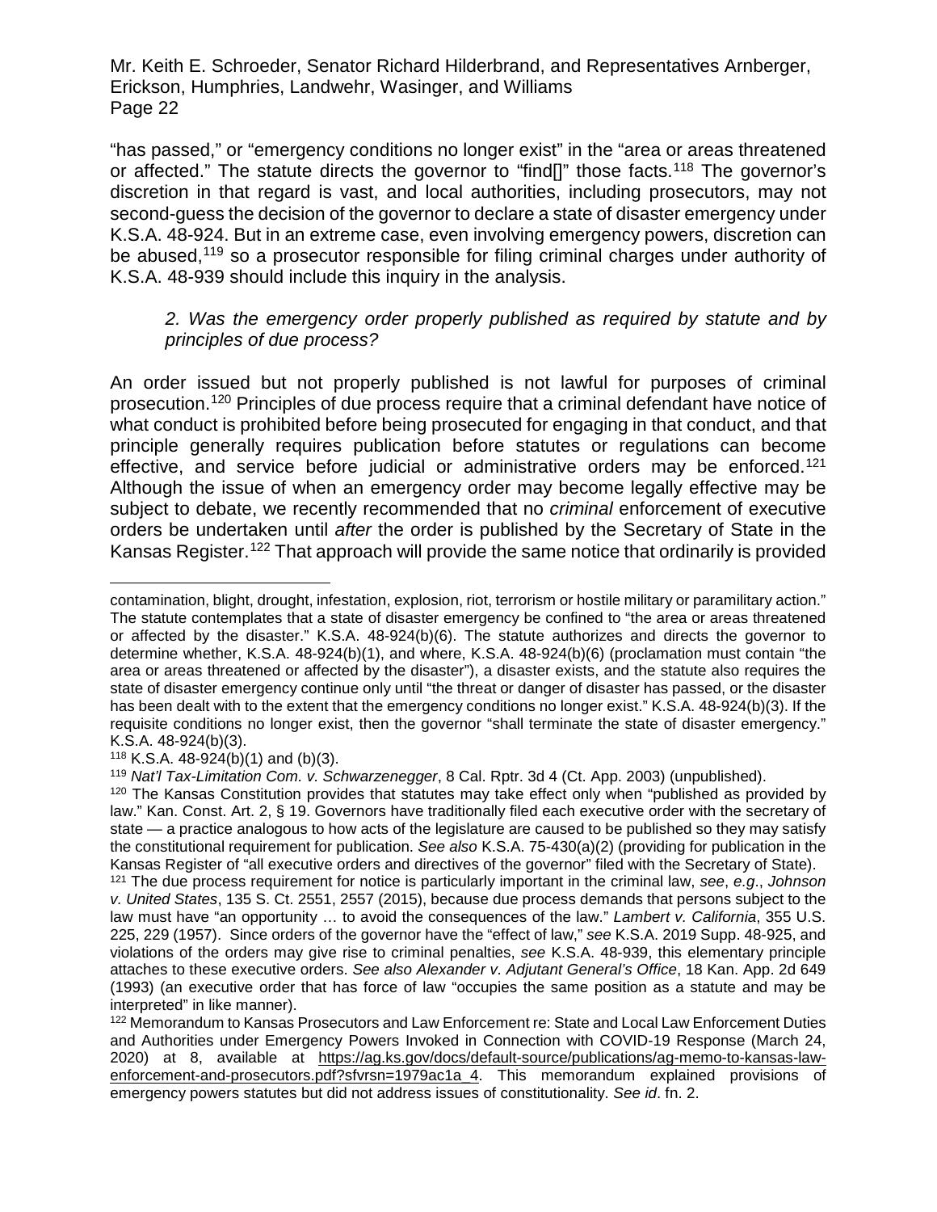"has passed," or "emergency conditions no longer exist" in the "area or areas threatened or affected." The statute directs the governor to "find[]" those facts.[118] The governor's discretion in that regard is vast, and local authorities, including prosecutors, may not second-guess the decision of the governor to declare a state of disaster emergency under K.S.A. 48-924. But in an extreme case, even involving emergency powers, discretion can be abused,[119] so a prosecutor responsible for filing criminal charges under authority of K.S.A. 48-939 should include this inquiry in the analysis.

> *2. Was the emergency order properly published as required by statute and by principles of due process?*

An order issued but not properly published is not lawful for purposes of criminal prosecution.[120] Principles of due process require that a criminal defendant have notice of what conduct is prohibited before being prosecuted for engaging in that conduct, and that principle generally requires publication before statutes or regulations can become effective, and service before judicial or administrative orders may be enforced.[121] Although the issue of when an emergency order may become legally effective may be subject to debate, we recently recommended that no *criminal* enforcement of executive orders be undertaken until *after* the order is published by the Secretary of State in the Kansas Register.[122] That approach will provide the same notice that ordinarily is provided

---

contamination, blight, drought, infestation, explosion, riot, terrorism or hostile military or paramilitary action." The statute contemplates that a state of disaster emergency be confined to "the area or areas threatened or affected by the disaster." K.S.A. 48-924(b)(6). The statute authorizes and directs the governor to determine whether, K.S.A. 48-924(b)(1), and where, K.S.A. 48-924(b)(6) (proclamation must contain "the area or areas threatened or affected by the disaster"), a disaster exists, and the statute also requires the state of disaster emergency continue only until "the threat or danger of disaster has passed, or the disaster has been dealt with to the extent that the emergency conditions no longer exist." K.S.A. 48-924(b)(3). If the requisite conditions no longer exist, then the governor "shall terminate the state of disaster emergency." K.S.A. 48-924(b)(3).

[118] K.S.A. 48-924(b)(1) and (b)(3).

[119] *Nat'l Tax-Limitation Com. v. Schwarzenegger*, 8 Cal. Rptr. 3d 4 (Ct. App. 2003) (unpublished).

[120] The Kansas Constitution provides that statutes may take effect only when "published as provided by law." Kan. Const. Art. 2, § 19. Governors have traditionally filed each executive order with the secretary of state — a practice analogous to how acts of the legislature are caused to be published so they may satisfy the constitutional requirement for publication. *See also* K.S.A. 75-430(a)(2) (providing for publication in the Kansas Register of "all executive orders and directives of the governor" filed with the Secretary of State).

[121] The due process requirement for notice is particularly important in the criminal law, *see*, *e.g*., *Johnson v. United States*, 135 S. Ct. 2551, 2557 (2015), because due process demands that persons subject to the law must have "an opportunity … to avoid the consequences of the law." *Lambert v. California*, 355 U.S. 225, 229 (1957). Since orders of the governor have the "effect of law," *see* K.S.A. 2019 Supp. 48-925, and violations of the orders may give rise to criminal penalties, *see* K.S.A. 48-939, this elementary principle attaches to these executive orders. *See also Alexander v. Adjutant General's Office*, 18 Kan. App. 2d 649 (1993) (an executive order that has force of law "occupies the same position as a statute and may be interpreted" in like manner).

[122] Memorandum to Kansas Prosecutors and Law Enforcement re: State and Local Law Enforcement Duties and Authorities under Emergency Powers Invoked in Connection with COVID-19 Response (March 24, 2020) at 8, available at https://ag.ks.gov/docs/default-source/publications/ag-memo-to-kansas-law-enforcement-and-prosecutors.pdf?sfvrsn=1979ac1a_4. This memorandum explained provisions of emergency powers statutes but did not address issues of constitutionality. *See id*. fn. 2.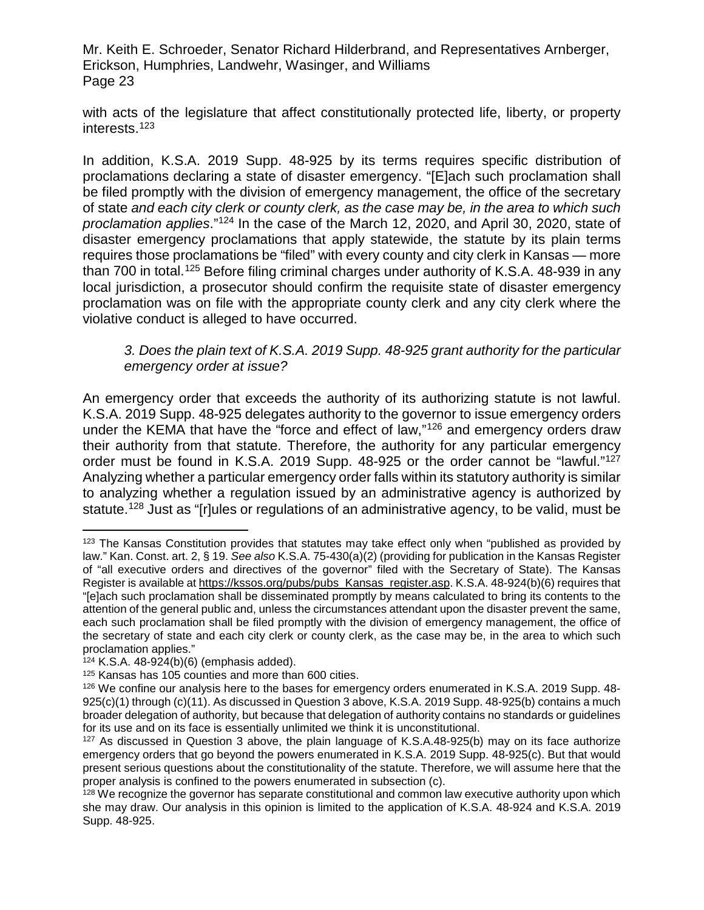with acts of the legislature that affect constitutionally protected life, liberty, or property interests.[123]

In addition, K.S.A. 2019 Supp. 48-925 by its terms requires specific distribution of proclamations declaring a state of disaster emergency. "[E]ach such proclamation shall be filed promptly with the division of emergency management, the office of the secretary of state *and each city clerk or county clerk, as the case may be, in the area to which such proclamation applies*."[124] In the case of the March 12, 2020, and April 30, 2020, state of disaster emergency proclamations that apply statewide, the statute by its plain terms requires those proclamations be "filed" with every county and city clerk in Kansas — more than 700 in total.[125] Before filing criminal charges under authority of K.S.A. 48-939 in any local jurisdiction, a prosecutor should confirm the requisite state of disaster emergency proclamation was on file with the appropriate county clerk and any city clerk where the violative conduct is alleged to have occurred.

> *3. Does the plain text of K.S.A. 2019 Supp. 48-925 grant authority for the particular emergency order at issue?*

An emergency order that exceeds the authority of its authorizing statute is not lawful. K.S.A. 2019 Supp. 48-925 delegates authority to the governor to issue emergency orders under the KEMA that have the "force and effect of law,"[126] and emergency orders draw their authority from that statute. Therefore, the authority for any particular emergency order must be found in K.S.A. 2019 Supp. 48-925 or the order cannot be "lawful."[127] Analyzing whether a particular emergency order falls within its statutory authority is similar to analyzing whether a regulation issued by an administrative agency is authorized by statute.[128] Just as "[r]ules or regulations of an administrative agency, to be valid, must be

---

[123] The Kansas Constitution provides that statutes may take effect only when "published as provided by law." Kan. Const. art. 2, § 19. *See also* K.S.A. 75-430(a)(2) (providing for publication in the Kansas Register of "all executive orders and directives of the governor" filed with the Secretary of State). The Kansas Register is available at https://kssos.org/pubs/pubs_Kansas_register.asp. K.S.A. 48-924(b)(6) requires that "[e]ach such proclamation shall be disseminated promptly by means calculated to bring its contents to the attention of the general public and, unless the circumstances attendant upon the disaster prevent the same, each such proclamation shall be filed promptly with the division of emergency management, the office of the secretary of state and each city clerk or county clerk, as the case may be, in the area to which such proclamation applies."

[124] K.S.A. 48-924(b)(6) (emphasis added).

[125] Kansas has 105 counties and more than 600 cities.

[126] We confine our analysis here to the bases for emergency orders enumerated in K.S.A. 2019 Supp. 48-925(c)(1) through (c)(11). As discussed in Question 3 above, K.S.A. 2019 Supp. 48-925(b) contains a much broader delegation of authority, but because that delegation of authority contains no standards or guidelines for its use and on its face is essentially unlimited we think it is unconstitutional.

[127] As discussed in Question 3 above, the plain language of K.S.A.48-925(b) may on its face authorize emergency orders that go beyond the powers enumerated in K.S.A. 2019 Supp. 48-925(c). But that would present serious questions about the constitutionality of the statute. Therefore, we will assume here that the proper analysis is confined to the powers enumerated in subsection (c).

[128] We recognize the governor has separate constitutional and common law executive authority upon which she may draw. Our analysis in this opinion is limited to the application of K.S.A. 48-924 and K.S.A. 2019 Supp. 48-925.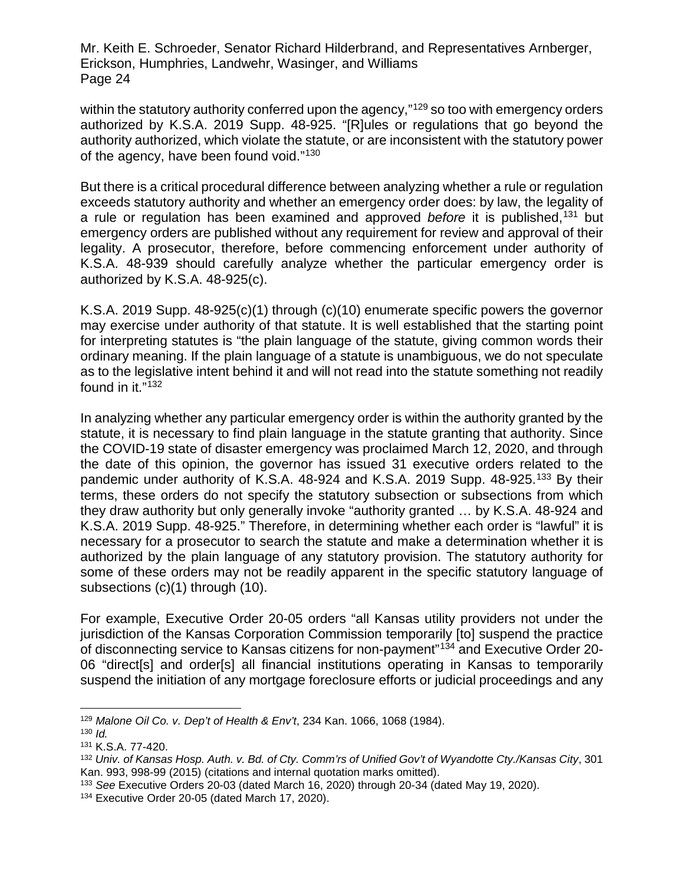within the statutory authority conferred upon the agency,"[129] so too with emergency orders authorized by K.S.A. 2019 Supp. 48-925. "[R]ules or regulations that go beyond the authority authorized, which violate the statute, or are inconsistent with the statutory power of the agency, have been found void."[130]

But there is a critical procedural difference between analyzing whether a rule or regulation exceeds statutory authority and whether an emergency order does: by law, the legality of a rule or regulation has been examined and approved *before* it is published,[131] but emergency orders are published without any requirement for review and approval of their legality. A prosecutor, therefore, before commencing enforcement under authority of K.S.A. 48-939 should carefully analyze whether the particular emergency order is authorized by K.S.A. 48-925(c).

K.S.A. 2019 Supp. 48-925(c)(1) through (c)(10) enumerate specific powers the governor may exercise under authority of that statute. It is well established that the starting point for interpreting statutes is "the plain language of the statute, giving common words their ordinary meaning. If the plain language of a statute is unambiguous, we do not speculate as to the legislative intent behind it and will not read into the statute something not readily found in it."[132]

In analyzing whether any particular emergency order is within the authority granted by the statute, it is necessary to find plain language in the statute granting that authority. Since the COVID-19 state of disaster emergency was proclaimed March 12, 2020, and through the date of this opinion, the governor has issued 31 executive orders related to the pandemic under authority of K.S.A. 48-924 and K.S.A. 2019 Supp. 48-925.[133] By their terms, these orders do not specify the statutory subsection or subsections from which they draw authority but only generally invoke "authority granted … by K.S.A. 48-924 and K.S.A. 2019 Supp. 48-925." Therefore, in determining whether each order is "lawful" it is necessary for a prosecutor to search the statute and make a determination whether it is authorized by the plain language of any statutory provision. The statutory authority for some of these orders may not be readily apparent in the specific statutory language of subsections (c)(1) through (10).

For example, Executive Order 20-05 orders "all Kansas utility providers not under the jurisdiction of the Kansas Corporation Commission temporarily [to] suspend the practice of disconnecting service to Kansas citizens for non-payment"[134] and Executive Order 20-06 "direct[s] and order[s] all financial institutions operating in Kansas to temporarily suspend the initiation of any mortgage foreclosure efforts or judicial proceedings and any

---

[129] *Malone Oil Co. v. Dep't of Health & Env't*, 234 Kan. 1066, 1068 (1984).

[130] *Id.*

[131] K.S.A. 77-420.

[132] *Univ. of Kansas Hosp. Auth. v. Bd. of Cty. Comm'rs of Unified Gov't of Wyandotte Cty./Kansas City*, 301 Kan. 993, 998-99 (2015) (citations and internal quotation marks omitted).

[133] *See* Executive Orders 20-03 (dated March 16, 2020) through 20-34 (dated May 19, 2020).

[134] Executive Order 20-05 (dated March 17, 2020).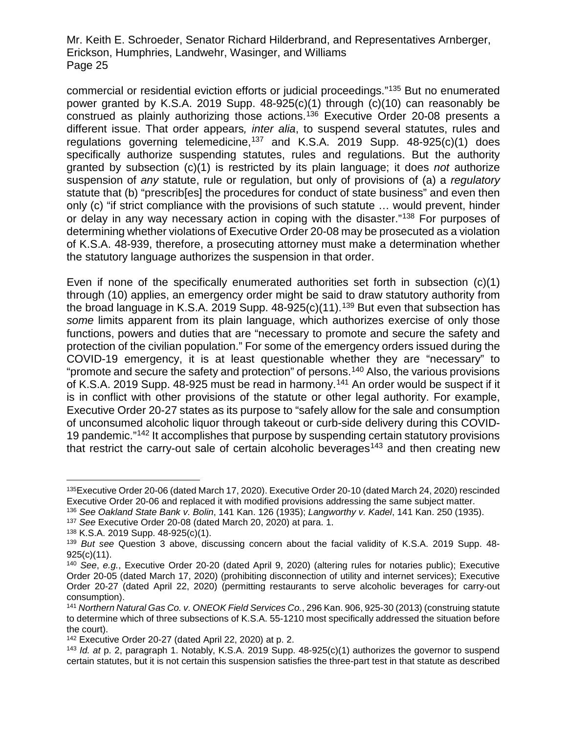commercial or residential eviction efforts or judicial proceedings."[135] But no enumerated power granted by K.S.A. 2019 Supp. 48-925(c)(1) through (c)(10) can reasonably be construed as plainly authorizing those actions.[136] Executive Order 20-08 presents a different issue. That order appears*, inter alia*, to suspend several statutes, rules and regulations governing telemedicine,[137] and K.S.A. 2019 Supp. 48-925(c)(1) does specifically authorize suspending statutes, rules and regulations. But the authority granted by subsection (c)(1) is restricted by its plain language; it does *not* authorize suspension of *any* statute, rule or regulation, but only of provisions of (a) a *regulatory* statute that (b) "prescrib[es] the procedures for conduct of state business" and even then only (c) "if strict compliance with the provisions of such statute … would prevent, hinder or delay in any way necessary action in coping with the disaster."[138] For purposes of determining whether violations of Executive Order 20-08 may be prosecuted as a violation of K.S.A. 48-939, therefore, a prosecuting attorney must make a determination whether the statutory language authorizes the suspension in that order.

Even if none of the specifically enumerated authorities set forth in subsection (c)(1) through (10) applies, an emergency order might be said to draw statutory authority from the broad language in K.S.A. 2019 Supp. 48-925(c)(11).[139] But even that subsection has *some* limits apparent from its plain language, which authorizes exercise of only those functions, powers and duties that are "necessary to promote and secure the safety and protection of the civilian population." For some of the emergency orders issued during the COVID-19 emergency, it is at least questionable whether they are "necessary" to "promote and secure the safety and protection" of persons.[140] Also, the various provisions of K.S.A. 2019 Supp. 48-925 must be read in harmony.[141] An order would be suspect if it is in conflict with other provisions of the statute or other legal authority. For example, Executive Order 20-27 states as its purpose to "safely allow for the sale and consumption of unconsumed alcoholic liquor through takeout or curb-side delivery during this COVID-19 pandemic."[142] It accomplishes that purpose by suspending certain statutory provisions that restrict the carry-out sale of certain alcoholic beverages[143] and then creating new

---

[135] Executive Order 20-06 (dated March 17, 2020). Executive Order 20-10 (dated March 24, 2020) rescinded Executive Order 20-06 and replaced it with modified provisions addressing the same subject matter.

[136] *See Oakland State Bank v. Bolin*, 141 Kan. 126 (1935); *Langworthy v. Kadel*, 141 Kan. 250 (1935).

[137] *See* Executive Order 20-08 (dated March 20, 2020) at para. 1.

[138] K.S.A. 2019 Supp. 48-925(c)(1).

[139] *But see* Question 3 above, discussing concern about the facial validity of K.S.A. 2019 Supp. 48-925(c)(11).

[140] *See*, *e.g.*, Executive Order 20-20 (dated April 9, 2020) (altering rules for notaries public); Executive Order 20-05 (dated March 17, 2020) (prohibiting disconnection of utility and internet services); Executive Order 20-27 (dated April 22, 2020) (permitting restaurants to serve alcoholic beverages for carry-out consumption).

[141] *Northern Natural Gas Co. v. ONEOK Field Services Co.*, 296 Kan. 906, 925-30 (2013) (construing statute to determine which of three subsections of K.S.A. 55-1210 most specifically addressed the situation before the court).

[142] Executive Order 20-27 (dated April 22, 2020) at p. 2.

[143] *Id. at* p. 2, paragraph 1. Notably, K.S.A. 2019 Supp. 48-925(c)(1) authorizes the governor to suspend certain statutes, but it is not certain this suspension satisfies the three-part test in that statute as described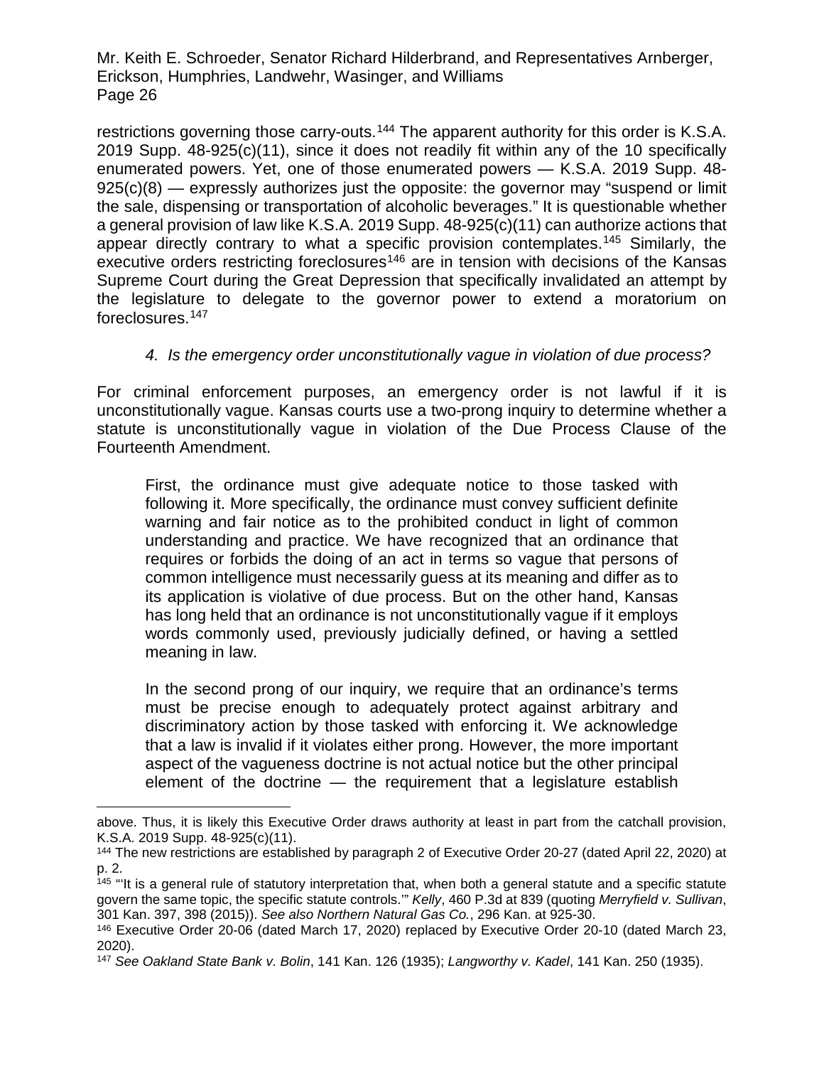restrictions governing those carry-outs.[144] The apparent authority for this order is K.S.A. 2019 Supp. 48-925(c)(11), since it does not readily fit within any of the 10 specifically enumerated powers. Yet, one of those enumerated powers — K.S.A. 2019 Supp. 48-925(c)(8) — expressly authorizes just the opposite: the governor may "suspend or limit the sale, dispensing or transportation of alcoholic beverages." It is questionable whether a general provision of law like K.S.A. 2019 Supp. 48-925(c)(11) can authorize actions that appear directly contrary to what a specific provision contemplates.[145] Similarly, the executive orders restricting foreclosures[146] are in tension with decisions of the Kansas Supreme Court during the Great Depression that specifically invalidated an attempt by the legislature to delegate to the governor power to extend a moratorium on foreclosures.[147]

#### *4. Is the emergency order unconstitutionally vague in violation of due process?*

For criminal enforcement purposes, an emergency order is not lawful if it is unconstitutionally vague. Kansas courts use a two-prong inquiry to determine whether a statute is unconstitutionally vague in violation of the Due Process Clause of the Fourteenth Amendment.

> First, the ordinance must give adequate notice to those tasked with following it. More specifically, the ordinance must convey sufficient definite warning and fair notice as to the prohibited conduct in light of common understanding and practice. We have recognized that an ordinance that requires or forbids the doing of an act in terms so vague that persons of common intelligence must necessarily guess at its meaning and differ as to its application is violative of due process. But on the other hand, Kansas has long held that an ordinance is not unconstitutionally vague if it employs words commonly used, previously judicially defined, or having a settled meaning in law.
>
> In the second prong of our inquiry, we require that an ordinance's terms must be precise enough to adequately protect against arbitrary and discriminatory action by those tasked with enforcing it. We acknowledge that a law is invalid if it violates either prong. However, the more important aspect of the vagueness doctrine is not actual notice but the other principal element of the doctrine — the requirement that a legislature establish

---

above. Thus, it is likely this Executive Order draws authority at least in part from the catchall provision, K.S.A. 2019 Supp. 48-925(c)(11).

[144] The new restrictions are established by paragraph 2 of Executive Order 20-27 (dated April 22, 2020) at p. 2.

[145] "'It is a general rule of statutory interpretation that, when both a general statute and a specific statute govern the same topic, the specific statute controls.'" *Kelly*, 460 P.3d at 839 (quoting *Merryfield v. Sullivan*, 301 Kan. 397, 398 (2015)). *See also Northern Natural Gas Co.*, 296 Kan. at 925-30.

[146] Executive Order 20-06 (dated March 17, 2020) replaced by Executive Order 20-10 (dated March 23, 2020).

[147] *See Oakland State Bank v. Bolin*, 141 Kan. 126 (1935); *Langworthy v. Kadel*, 141 Kan. 250 (1935).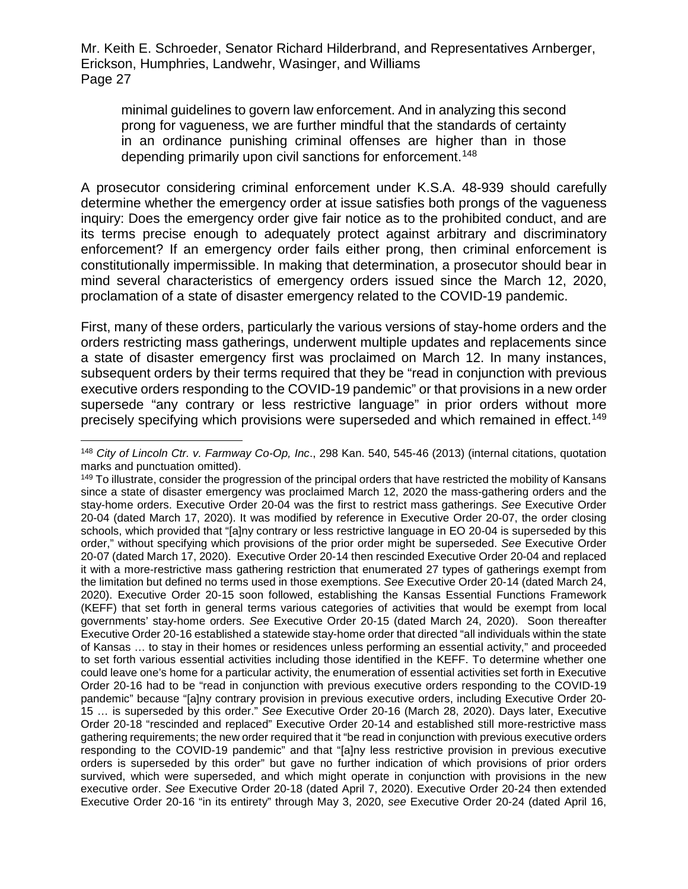minimal guidelines to govern law enforcement. And in analyzing this second prong for vagueness, we are further mindful that the standards of certainty in an ordinance punishing criminal offenses are higher than in those depending primarily upon civil sanctions for enforcement.[148]

A prosecutor considering criminal enforcement under K.S.A. 48-939 should carefully determine whether the emergency order at issue satisfies both prongs of the vagueness inquiry: Does the emergency order give fair notice as to the prohibited conduct, and are its terms precise enough to adequately protect against arbitrary and discriminatory enforcement? If an emergency order fails either prong, then criminal enforcement is constitutionally impermissible. In making that determination, a prosecutor should bear in mind several characteristics of emergency orders issued since the March 12, 2020, proclamation of a state of disaster emergency related to the COVID-19 pandemic.

First, many of these orders, particularly the various versions of stay-home orders and the orders restricting mass gatherings, underwent multiple updates and replacements since a state of disaster emergency first was proclaimed on March 12. In many instances, subsequent orders by their terms required that they be "read in conjunction with previous executive orders responding to the COVID-19 pandemic" or that provisions in a new order supersede "any contrary or less restrictive language" in prior orders without more precisely specifying which provisions were superseded and which remained in effect.[149]

---

[148] *City of Lincoln Ctr. v. Farmway Co-Op, Inc*., 298 Kan. 540, 545-46 (2013) (internal citations, quotation marks and punctuation omitted).

[149] To illustrate, consider the progression of the principal orders that have restricted the mobility of Kansans since a state of disaster emergency was proclaimed March 12, 2020 the mass-gathering orders and the stay-home orders. Executive Order 20-04 was the first to restrict mass gatherings. *See* Executive Order 20-04 (dated March 17, 2020). It was modified by reference in Executive Order 20-07, the order closing schools, which provided that "[a]ny contrary or less restrictive language in EO 20-04 is superseded by this order," without specifying which provisions of the prior order might be superseded. *See* Executive Order 20-07 (dated March 17, 2020). Executive Order 20-14 then rescinded Executive Order 20-04 and replaced it with a more-restrictive mass gathering restriction that enumerated 27 types of gatherings exempt from the limitation but defined no terms used in those exemptions. *See* Executive Order 20-14 (dated March 24, 2020). Executive Order 20-15 soon followed, establishing the Kansas Essential Functions Framework (KEFF) that set forth in general terms various categories of activities that would be exempt from local governments' stay-home orders. *See* Executive Order 20-15 (dated March 24, 2020). Soon thereafter Executive Order 20-16 established a statewide stay-home order that directed "all individuals within the state of Kansas … to stay in their homes or residences unless performing an essential activity," and proceeded to set forth various essential activities including those identified in the KEFF. To determine whether one could leave one's home for a particular activity, the enumeration of essential activities set forth in Executive Order 20-16 had to be "read in conjunction with previous executive orders responding to the COVID-19 pandemic" because "[a]ny contrary provision in previous executive orders, including Executive Order 20-15 … is superseded by this order." *See* Executive Order 20-16 (March 28, 2020). Days later, Executive Order 20-18 "rescinded and replaced" Executive Order 20-14 and established still more-restrictive mass gathering requirements; the new order required that it "be read in conjunction with previous executive orders responding to the COVID-19 pandemic" and that "[a]ny less restrictive provision in previous executive orders is superseded by this order" but gave no further indication of which provisions of prior orders survived, which were superseded, and which might operate in conjunction with provisions in the new executive order. *See* Executive Order 20-18 (dated April 7, 2020). Executive Order 20-24 then extended Executive Order 20-16 "in its entirety" through May 3, 2020, *see* Executive Order 20-24 (dated April 16,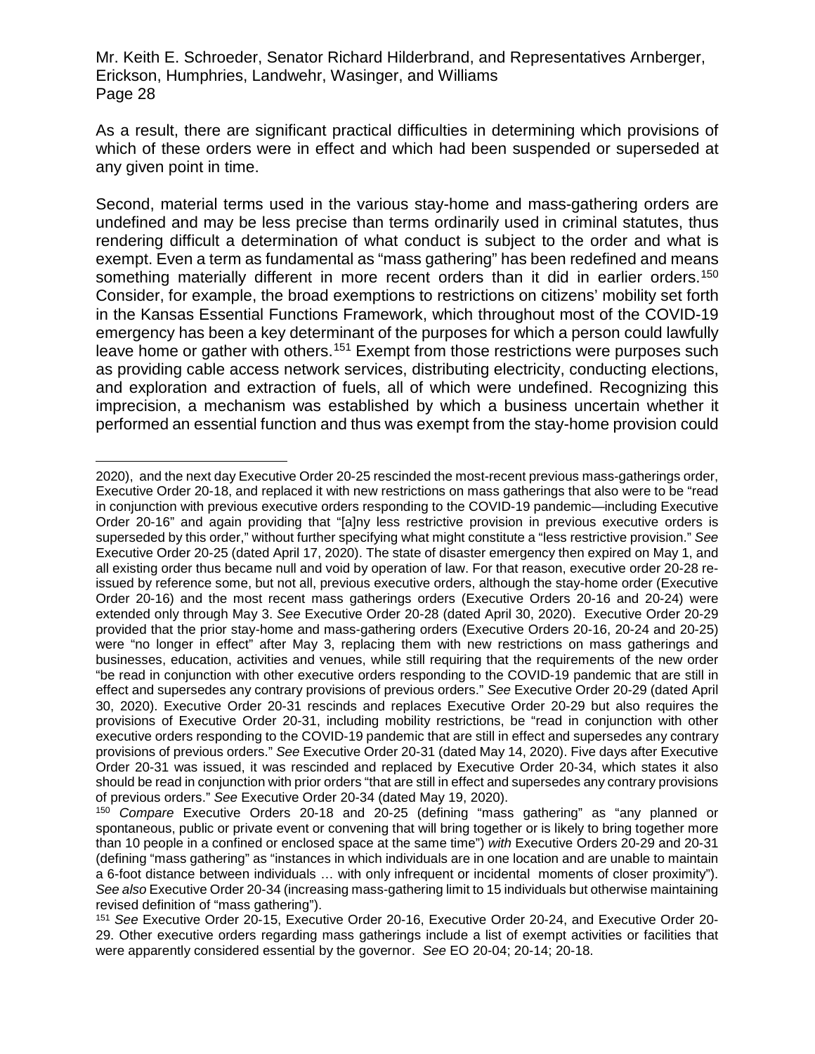As a result, there are significant practical difficulties in determining which provisions of which of these orders were in effect and which had been suspended or superseded at any given point in time.

Second, material terms used in the various stay-home and mass-gathering orders are undefined and may be less precise than terms ordinarily used in criminal statutes, thus rendering difficult a determination of what conduct is subject to the order and what is exempt. Even a term as fundamental as "mass gathering" has been redefined and means something materially different in more recent orders than it did in earlier orders.[150] Consider, for example, the broad exemptions to restrictions on citizens' mobility set forth in the Kansas Essential Functions Framework, which throughout most of the COVID-19 emergency has been a key determinant of the purposes for which a person could lawfully leave home or gather with others.[151] Exempt from those restrictions were purposes such as providing cable access network services, distributing electricity, conducting elections, and exploration and extraction of fuels, all of which were undefined. Recognizing this imprecision, a mechanism was established by which a business uncertain whether it performed an essential function and thus was exempt from the stay-home provision could

---

2020), and the next day Executive Order 20-25 rescinded the most-recent previous mass-gatherings order, Executive Order 20-18, and replaced it with new restrictions on mass gatherings that also were to be "read in conjunction with previous executive orders responding to the COVID-19 pandemic—including Executive Order 20-16" and again providing that "[a]ny less restrictive provision in previous executive orders is superseded by this order," without further specifying what might constitute a "less restrictive provision." *See* Executive Order 20-25 (dated April 17, 2020). The state of disaster emergency then expired on May 1, and all existing order thus became null and void by operation of law. For that reason, executive order 20-28 re-issued by reference some, but not all, previous executive orders, although the stay-home order (Executive Order 20-16) and the most recent mass gatherings orders (Executive Orders 20-16 and 20-24) were extended only through May 3. *See* Executive Order 20-28 (dated April 30, 2020). Executive Order 20-29 provided that the prior stay-home and mass-gathering orders (Executive Orders 20-16, 20-24 and 20-25) were "no longer in effect" after May 3, replacing them with new restrictions on mass gatherings and businesses, education, activities and venues, while still requiring that the requirements of the new order "be read in conjunction with other executive orders responding to the COVID-19 pandemic that are still in effect and supersedes any contrary provisions of previous orders." *See* Executive Order 20-29 (dated April 30, 2020). Executive Order 20-31 rescinds and replaces Executive Order 20-29 but also requires the provisions of Executive Order 20-31, including mobility restrictions, be "read in conjunction with other executive orders responding to the COVID-19 pandemic that are still in effect and supersedes any contrary provisions of previous orders." *See* Executive Order 20-31 (dated May 14, 2020). Five days after Executive Order 20-31 was issued, it was rescinded and replaced by Executive Order 20-34, which states it also should be read in conjunction with prior orders "that are still in effect and supersedes any contrary provisions of previous orders." *See* Executive Order 20-34 (dated May 19, 2020).

[150] *Compare* Executive Orders 20-18 and 20-25 (defining "mass gathering" as "any planned or spontaneous, public or private event or convening that will bring together or is likely to bring together more than 10 people in a confined or enclosed space at the same time") *with* Executive Orders 20-29 and 20-31 (defining "mass gathering" as "instances in which individuals are in one location and are unable to maintain a 6-foot distance between individuals … with only infrequent or incidental moments of closer proximity"). *See also* Executive Order 20-34 (increasing mass-gathering limit to 15 individuals but otherwise maintaining revised definition of "mass gathering").

[151] *See* Executive Order 20-15, Executive Order 20-16, Executive Order 20-24, and Executive Order 20-29. Other executive orders regarding mass gatherings include a list of exempt activities or facilities that were apparently considered essential by the governor. *See* EO 20-04; 20-14; 20-18.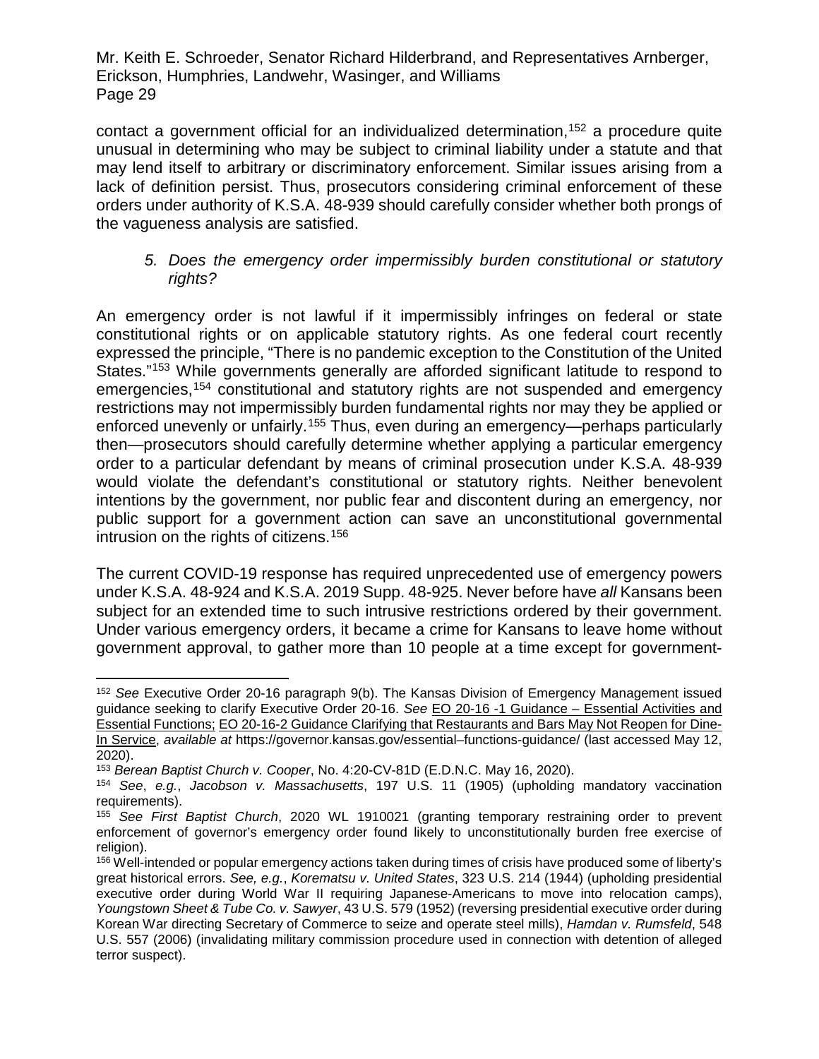contact a government official for an individualized determination,[152] a procedure quite unusual in determining who may be subject to criminal liability under a statute and that may lend itself to arbitrary or discriminatory enforcement. Similar issues arising from a lack of definition persist. Thus, prosecutors considering criminal enforcement of these orders under authority of K.S.A. 48-939 should carefully consider whether both prongs of the vagueness analysis are satisfied.

*5. Does the emergency order impermissibly burden constitutional or statutory rights?*

An emergency order is not lawful if it impermissibly infringes on federal or state constitutional rights or on applicable statutory rights. As one federal court recently expressed the principle, "There is no pandemic exception to the Constitution of the United States."[153] While governments generally are afforded significant latitude to respond to emergencies,[154] constitutional and statutory rights are not suspended and emergency restrictions may not impermissibly burden fundamental rights nor may they be applied or enforced unevenly or unfairly.[155] Thus, even during an emergency—perhaps particularly then—prosecutors should carefully determine whether applying a particular emergency order to a particular defendant by means of criminal prosecution under K.S.A. 48-939 would violate the defendant's constitutional or statutory rights. Neither benevolent intentions by the government, nor public fear and discontent during an emergency, nor public support for a government action can save an unconstitutional governmental intrusion on the rights of citizens.[156]

The current COVID-19 response has required unprecedented use of emergency powers under K.S.A. 48-924 and K.S.A. 2019 Supp. 48-925. Never before have *all* Kansans been subject for an extended time to such intrusive restrictions ordered by their government. Under various emergency orders, it became a crime for Kansans to leave home without government approval, to gather more than 10 people at a time except for government-

---

[152] *See* Executive Order 20-16 paragraph 9(b). The Kansas Division of Emergency Management issued guidance seeking to clarify Executive Order 20-16. *See* EO 20-16 -1 Guidance – Essential Activities and Essential Functions; EO 20-16-2 Guidance Clarifying that Restaurants and Bars May Not Reopen for Dine-In Service, *available at* https://governor.kansas.gov/essential–functions-guidance/ (last accessed May 12, 2020).

[153] *Berean Baptist Church v. Cooper*, No. 4:20-CV-81D (E.D.N.C. May 16, 2020).

[154] *See*, *e.g.*, *Jacobson v. Massachusetts*, 197 U.S. 11 (1905) (upholding mandatory vaccination requirements).

[155] *See First Baptist Church*, 2020 WL 1910021 (granting temporary restraining order to prevent enforcement of governor's emergency order found likely to unconstitutionally burden free exercise of religion).

[156] Well-intended or popular emergency actions taken during times of crisis have produced some of liberty's great historical errors. *See, e.g.*, *Korematsu v. United States*, 323 U.S. 214 (1944) (upholding presidential executive order during World War II requiring Japanese-Americans to move into relocation camps), *Youngstown Sheet & Tube Co. v. Sawyer*, 43 U.S. 579 (1952) (reversing presidential executive order during Korean War directing Secretary of Commerce to seize and operate steel mills), *Hamdan v. Rumsfeld*, 548 U.S. 557 (2006) (invalidating military commission procedure used in connection with detention of alleged terror suspect).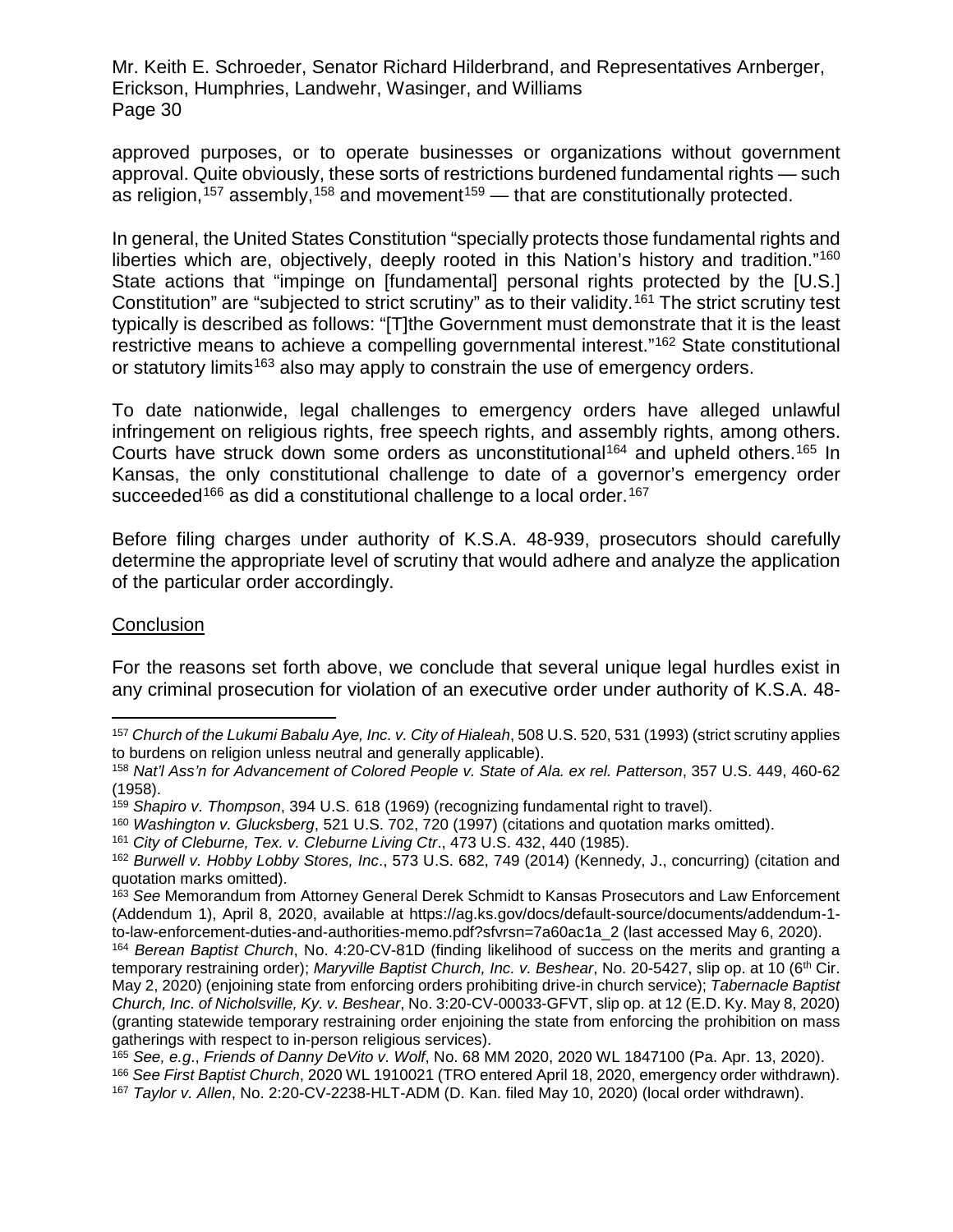approved purposes, or to operate businesses or organizations without government approval. Quite obviously, these sorts of restrictions burdened fundamental rights — such as religion,[157] assembly,[158] and movement[159] — that are constitutionally protected.

In general, the United States Constitution "specially protects those fundamental rights and liberties which are, objectively, deeply rooted in this Nation's history and tradition."[160] State actions that "impinge on [fundamental] personal rights protected by the [U.S.] Constitution" are "subjected to strict scrutiny" as to their validity.[161] The strict scrutiny test typically is described as follows: "[T]the Government must demonstrate that it is the least restrictive means to achieve a compelling governmental interest."[162] State constitutional or statutory limits[163] also may apply to constrain the use of emergency orders.

To date nationwide, legal challenges to emergency orders have alleged unlawful infringement on religious rights, free speech rights, and assembly rights, among others. Courts have struck down some orders as unconstitutional[164] and upheld others.[165] In Kansas, the only constitutional challenge to date of a governor's emergency order succeeded[166] as did a constitutional challenge to a local order.[167]

Before filing charges under authority of K.S.A. 48-939, prosecutors should carefully determine the appropriate level of scrutiny that would adhere and analyze the application of the particular order accordingly.

Conclusion

For the reasons set forth above, we conclude that several unique legal hurdles exist in any criminal prosecution for violation of an executive order under authority of K.S.A. 48-

---

[157] *Church of the Lukumi Babalu Aye, Inc. v. City of Hialeah*, 508 U.S. 520, 531 (1993) (strict scrutiny applies to burdens on religion unless neutral and generally applicable).

[158] *Nat'l Ass'n for Advancement of Colored People v. State of Ala. ex rel. Patterson*, 357 U.S. 449, 460-62 (1958).

[159] *Shapiro v. Thompson*, 394 U.S. 618 (1969) (recognizing fundamental right to travel).

[160] *Washington v. Glucksberg*, 521 U.S. 702, 720 (1997) (citations and quotation marks omitted).

[161] *City of Cleburne, Tex. v. Cleburne Living Ctr*., 473 U.S. 432, 440 (1985).

[162] *Burwell v. Hobby Lobby Stores, Inc*., 573 U.S. 682, 749 (2014) (Kennedy, J., concurring) (citation and quotation marks omitted).

[163] *See* Memorandum from Attorney General Derek Schmidt to Kansas Prosecutors and Law Enforcement (Addendum 1), April 8, 2020, available at https://ag.ks.gov/docs/default-source/documents/addendum-1-to-law-enforcement-duties-and-authorities-memo.pdf?sfvrsn=7a60ac1a_2 (last accessed May 6, 2020).

[164] *Berean Baptist Church*, No. 4:20-CV-81D (finding likelihood of success on the merits and granting a temporary restraining order); *Maryville Baptist Church, Inc. v. Beshear*, No. 20-5427, slip op. at 10 (6th Cir. May 2, 2020) (enjoining state from enforcing orders prohibiting drive-in church service); *Tabernacle Baptist Church, Inc. of Nicholsville, Ky. v. Beshear*, No. 3:20-CV-00033-GFVT, slip op. at 12 (E.D. Ky. May 8, 2020) (granting statewide temporary restraining order enjoining the state from enforcing the prohibition on mass gatherings with respect to in-person religious services).

[165] *See, e.g*., *Friends of Danny DeVito v. Wolf*, No. 68 MM 2020, 2020 WL 1847100 (Pa. Apr. 13, 2020).

[166] *See First Baptist Church*, 2020 WL 1910021 (TRO entered April 18, 2020, emergency order withdrawn).

[167] *Taylor v. Allen*, No. 2:20-CV-2238-HLT-ADM (D. Kan. filed May 10, 2020) (local order withdrawn).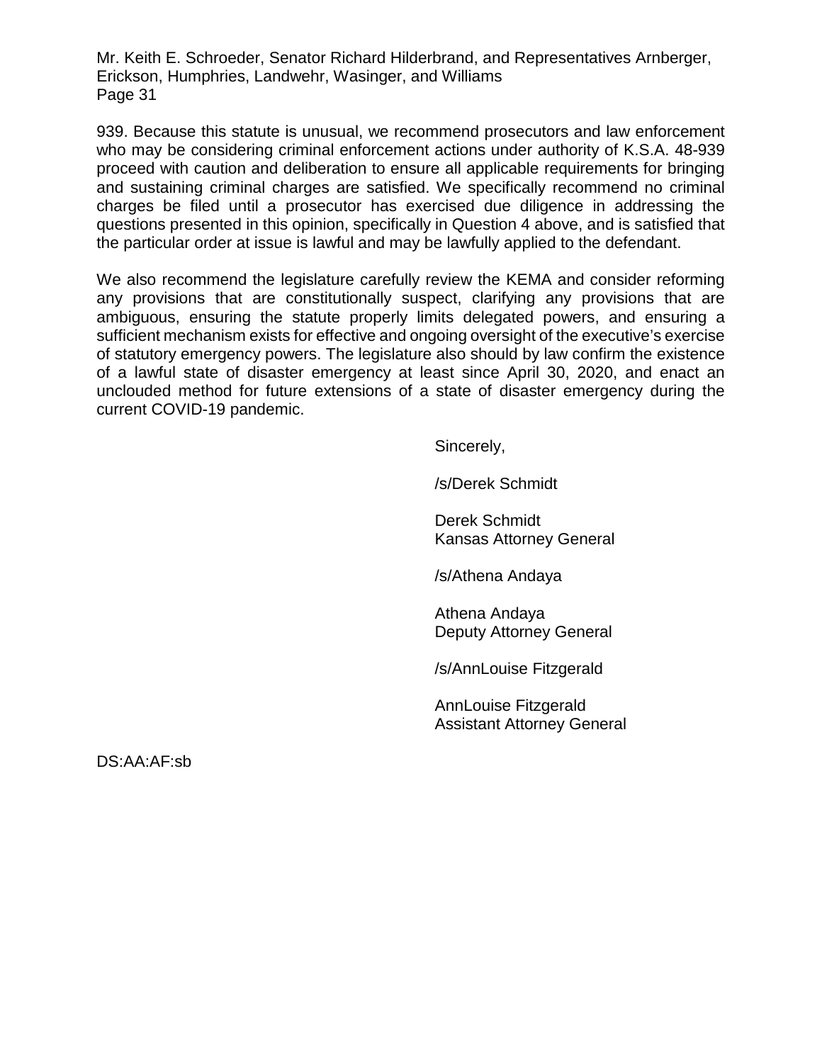939. Because this statute is unusual, we recommend prosecutors and law enforcement who may be considering criminal enforcement actions under authority of K.S.A. 48-939 proceed with caution and deliberation to ensure all applicable requirements for bringing and sustaining criminal charges are satisfied. We specifically recommend no criminal charges be filed until a prosecutor has exercised due diligence in addressing the questions presented in this opinion, specifically in Question 4 above, and is satisfied that the particular order at issue is lawful and may be lawfully applied to the defendant.

We also recommend the legislature carefully review the KEMA and consider reforming any provisions that are constitutionally suspect, clarifying any provisions that are ambiguous, ensuring the statute properly limits delegated powers, and ensuring a sufficient mechanism exists for effective and ongoing oversight of the executive's exercise of statutory emergency powers. The legislature also should by law confirm the existence of a lawful state of disaster emergency at least since April 30, 2020, and enact an unclouded method for future extensions of a state of disaster emergency during the current COVID-19 pandemic.

Sincerely,

/s/Derek Schmidt

Derek Schmidt
Kansas Attorney General

/s/Athena Andaya

Athena Andaya
Deputy Attorney General

/s/AnnLouise Fitzgerald

AnnLouise Fitzgerald
Assistant Attorney General

DS:AA:AF:sb